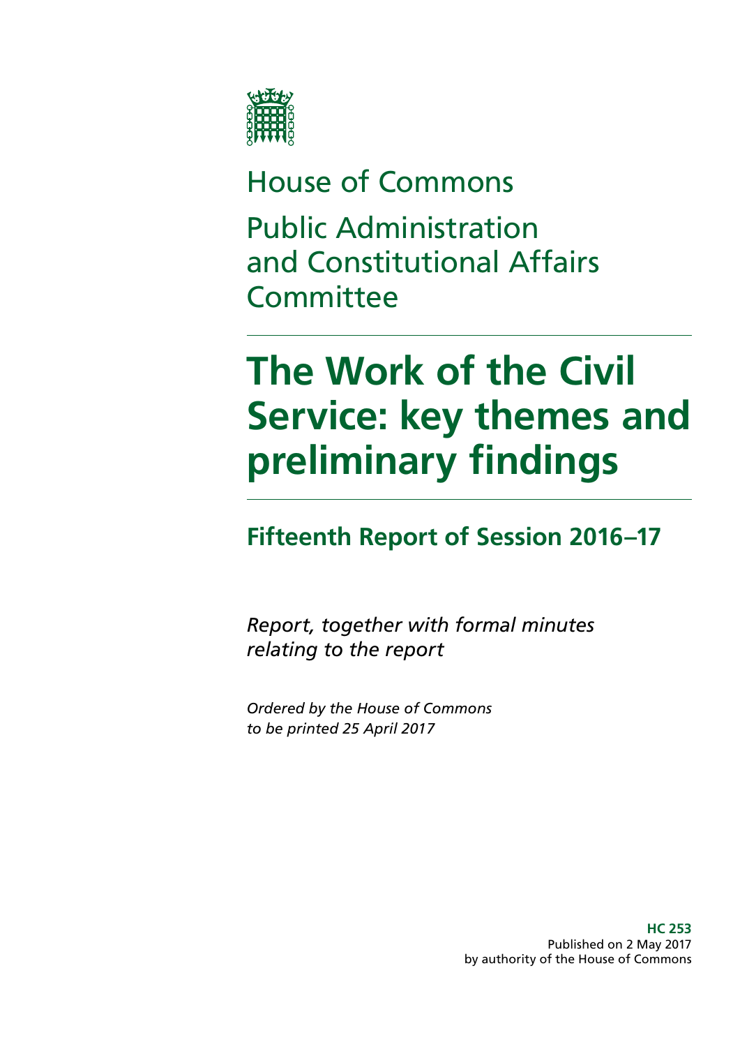House of Commons

Public Administration and Constitutional Affairs Committee

# The Work of the Civil Service: key themes and preliminary findings

## Fifteenth Report of Session 2016–17

*Report, together with formal minutes relating to the report*

*Ordered by the House of Commons to be printed 25 April 2017*

**HC 253**
Published on 2 May 2017
by authority of the House of Commons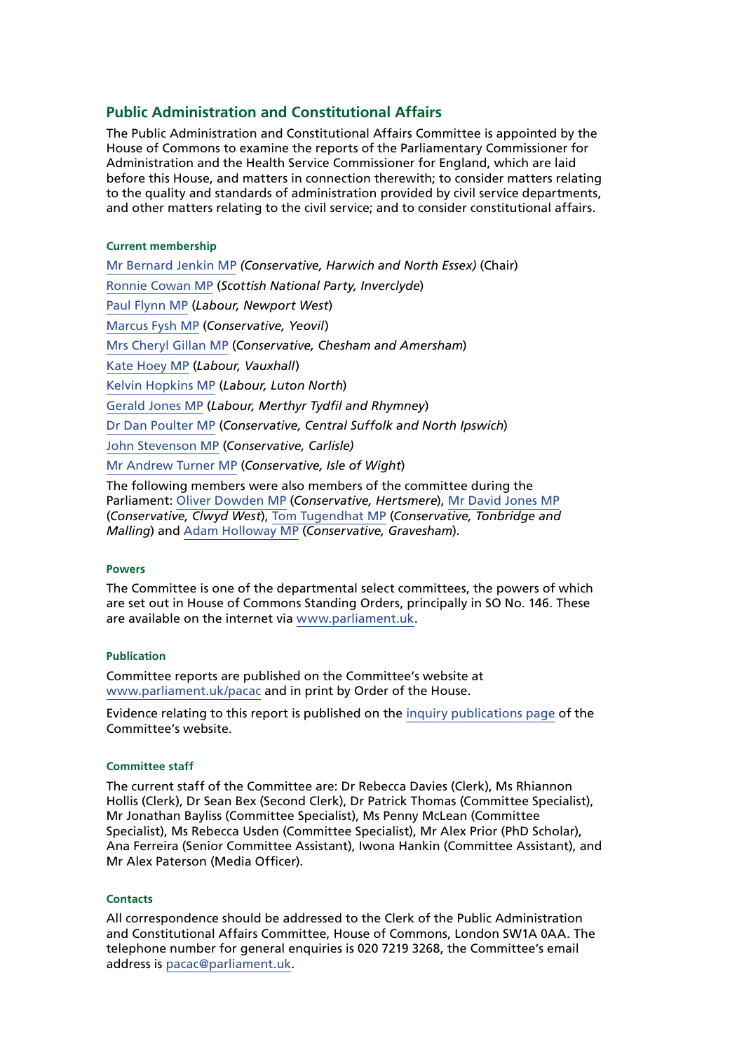## Public Administration and Constitutional Affairs

The Public Administration and Constitutional Affairs Committee is appointed by the House of Commons to examine the reports of the Parliamentary Commissioner for Administration and the Health Service Commissioner for England, which are laid before this House, and matters in connection therewith; to consider matters relating to the quality and standards of administration provided by civil service departments, and other matters relating to the civil service; and to consider constitutional affairs.

#### Current membership

Mr Bernard Jenkin MP *(Conservative, Harwich and North Essex)* (Chair)

Ronnie Cowan MP (*Scottish National Party, Inverclyde*)

Paul Flynn MP (*Labour, Newport West*)

Marcus Fysh MP (*Conservative, Yeovil*)

Mrs Cheryl Gillan MP (*Conservative, Chesham and Amersham*)

Kate Hoey MP (*Labour, Vauxhall*)

Kelvin Hopkins MP (*Labour, Luton North*)

Gerald Jones MP (*Labour, Merthyr Tydfil and Rhymney*)

Dr Dan Poulter MP (*Conservative, Central Suffolk and North Ipswich*)

John Stevenson MP (*Conservative, Carlisle)*

Mr Andrew Turner MP (*Conservative, Isle of Wight*)

The following members were also members of the committee during the Parliament: Oliver Dowden MP (*Conservative, Hertsmere*), Mr David Jones MP (*Conservative, Clwyd West*), Tom Tugendhat MP (*Conservative, Tonbridge and Malling*) and Adam Holloway MP (*Conservative, Gravesham*).

#### Powers

The Committee is one of the departmental select committees, the powers of which are set out in House of Commons Standing Orders, principally in SO No. 146. These are available on the internet via www.parliament.uk.

#### Publication

Committee reports are published on the Committee's website at www.parliament.uk/pacac and in print by Order of the House.

Evidence relating to this report is published on the inquiry publications page of the Committee's website.

#### Committee staff

The current staff of the Committee are: Dr Rebecca Davies (Clerk), Ms Rhiannon Hollis (Clerk), Dr Sean Bex (Second Clerk), Dr Patrick Thomas (Committee Specialist), Mr Jonathan Bayliss (Committee Specialist), Ms Penny McLean (Committee Specialist), Ms Rebecca Usden (Committee Specialist), Mr Alex Prior (PhD Scholar), Ana Ferreira (Senior Committee Assistant), Iwona Hankin (Committee Assistant), and Mr Alex Paterson (Media Officer).

#### Contacts

All correspondence should be addressed to the Clerk of the Public Administration and Constitutional Affairs Committee, House of Commons, London SW1A 0AA. The telephone number for general enquiries is 020 7219 3268, the Committee's email address is pacac@parliament.uk.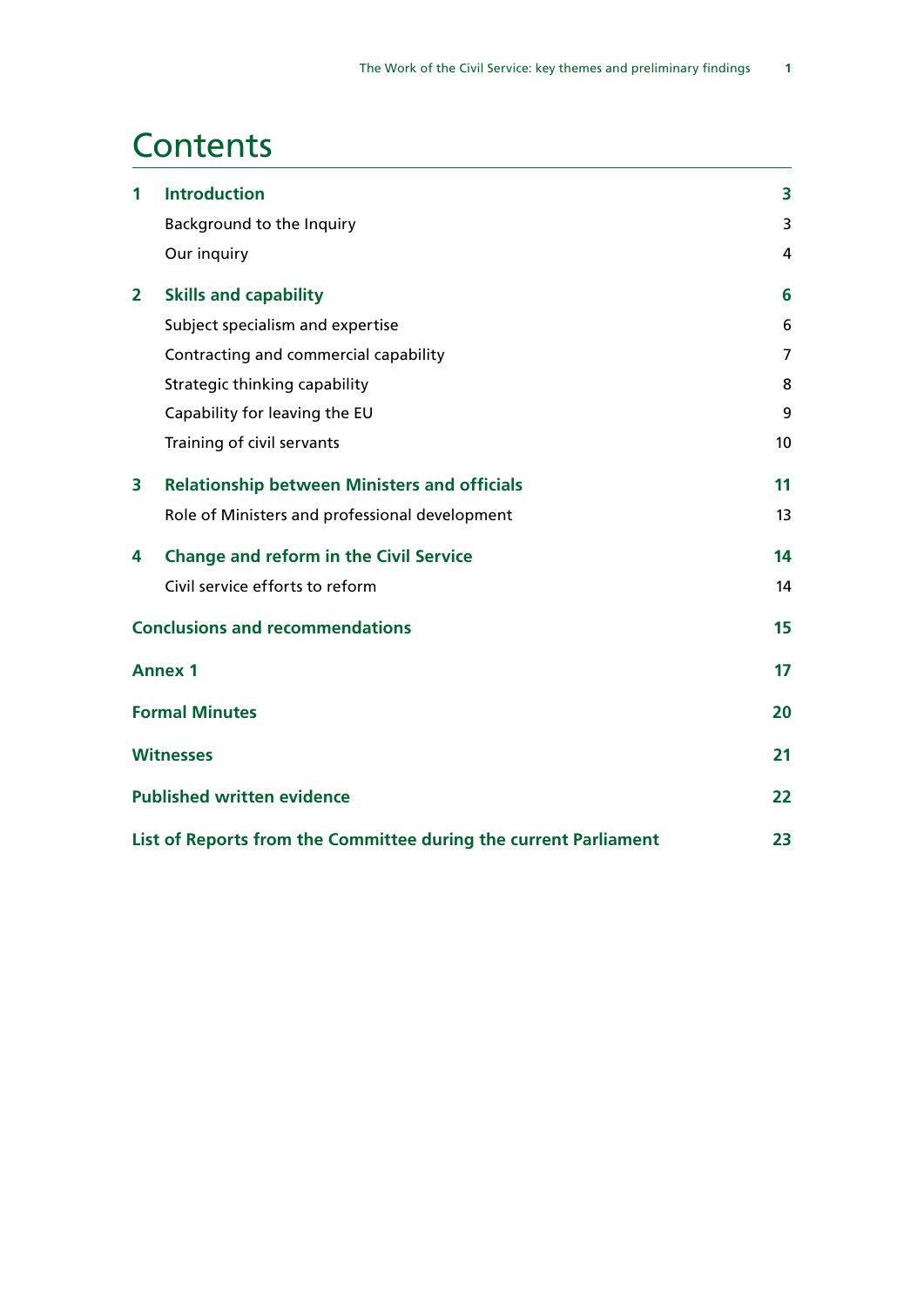# Contents

| | | |
|---|---|---|
| **1** | **Introduction** | **3** |
| | Background to the Inquiry | 3 |
| | Our inquiry | 4 |
| **2** | **Skills and capability** | **6** |
| | Subject specialism and expertise | 6 |
| | Contracting and commercial capability | 7 |
| | Strategic thinking capability | 8 |
| | Capability for leaving the EU | 9 |
| | Training of civil servants | 10 |
| **3** | **Relationship between Ministers and officials** | **11** |
| | Role of Ministers and professional development | 13 |
| **4** | **Change and reform in the Civil Service** | **14** |
| | Civil service efforts to reform | 14 |
| **Conclusions and recommendations** | | **15** |
| **Annex 1** | | **17** |
| **Formal Minutes** | | **20** |
| **Witnesses** | | **21** |
| **Published written evidence** | | **22** |
| **List of Reports from the Committee during the current Parliament** | | **23** |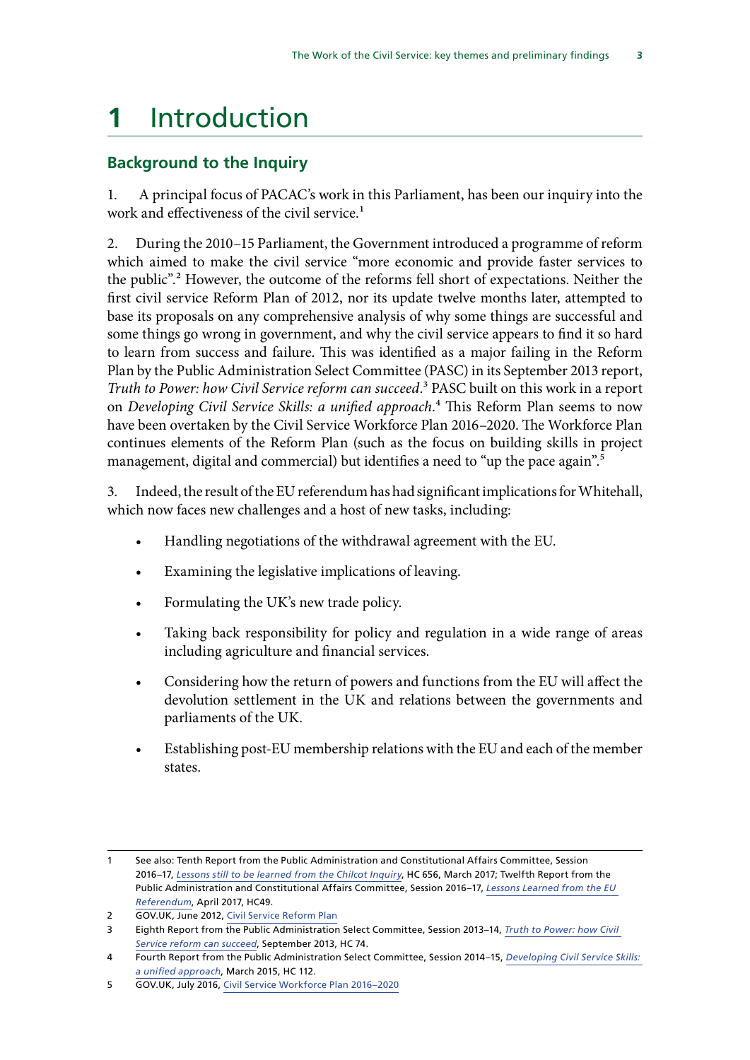# 1 Introduction

## Background to the Inquiry

1. A principal focus of PACAC's work in this Parliament, has been our inquiry into the work and effectiveness of the civil service.[1]

2. During the 2010–15 Parliament, the Government introduced a programme of reform which aimed to make the civil service "more economic and provide faster services to the public".[2] However, the outcome of the reforms fell short of expectations. Neither the first civil service Reform Plan of 2012, nor its update twelve months later, attempted to base its proposals on any comprehensive analysis of why some things are successful and some things go wrong in government, and why the civil service appears to find it so hard to learn from success and failure. This was identified as a major failing in the Reform Plan by the Public Administration Select Committee (PASC) in its September 2013 report, *Truth to Power: how Civil Service reform can succeed*.[3] PASC built on this work in a report on *Developing Civil Service Skills: a unified approach*.[4] This Reform Plan seems to now have been overtaken by the Civil Service Workforce Plan 2016–2020. The Workforce Plan continues elements of the Reform Plan (such as the focus on building skills in project management, digital and commercial) but identifies a need to "up the pace again".[5]

3. Indeed, the result of the EU referendum has had significant implications for Whitehall, which now faces new challenges and a host of new tasks, including:

- Handling negotiations of the withdrawal agreement with the EU.
- Examining the legislative implications of leaving.
- Formulating the UK's new trade policy.
- Taking back responsibility for policy and regulation in a wide range of areas including agriculture and financial services.
- Considering how the return of powers and functions from the EU will affect the devolution settlement in the UK and relations between the governments and parliaments of the UK.
- Establishing post-EU membership relations with the EU and each of the member states.

---

1 See also: Tenth Report from the Public Administration and Constitutional Affairs Committee, Session 2016–17, *Lessons still to be learned from the Chilcot Inquiry*, HC 656, March 2017; Twelfth Report from the Public Administration and Constitutional Affairs Committee, Session 2016–17, *Lessons Learned from the EU Referendum*, April 2017, HC49.

2 GOV.UK, June 2012, Civil Service Reform Plan

3 Eighth Report from the Public Administration Select Committee, Session 2013–14, *Truth to Power: how Civil Service reform can succeed*, September 2013, HC 74.

4 Fourth Report from the Public Administration Select Committee, Session 2014–15, *Developing Civil Service Skills: a unified approach*, March 2015, HC 112.

5 GOV.UK, July 2016, Civil Service Workforce Plan 2016–2020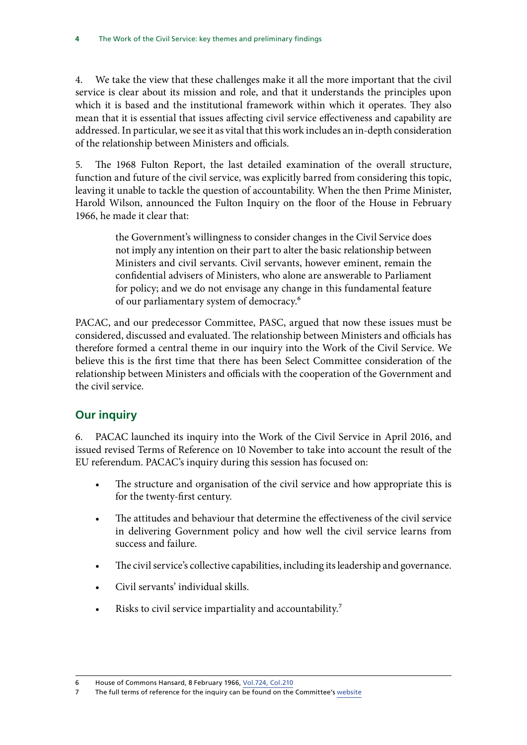4. We take the view that these challenges make it all the more important that the civil service is clear about its mission and role, and that it understands the principles upon which it is based and the institutional framework within which it operates. They also mean that it is essential that issues affecting civil service effectiveness and capability are addressed. In particular, we see it as vital that this work includes an in-depth consideration of the relationship between Ministers and officials.

5. The 1968 Fulton Report, the last detailed examination of the overall structure, function and future of the civil service, was explicitly barred from considering this topic, leaving it unable to tackle the question of accountability. When the then Prime Minister, Harold Wilson, announced the Fulton Inquiry on the floor of the House in February 1966, he made it clear that:

> the Government's willingness to consider changes in the Civil Service does not imply any intention on their part to alter the basic relationship between Ministers and civil servants. Civil servants, however eminent, remain the confidential advisers of Ministers, who alone are answerable to Parliament for policy; and we do not envisage any change in this fundamental feature of our parliamentary system of democracy.[6]

PACAC, and our predecessor Committee, PASC, argued that now these issues must be considered, discussed and evaluated. The relationship between Ministers and officials has therefore formed a central theme in our inquiry into the Work of the Civil Service. We believe this is the first time that there has been Select Committee consideration of the relationship between Ministers and officials with the cooperation of the Government and the civil service.

## Our inquiry

6. PACAC launched its inquiry into the Work of the Civil Service in April 2016, and issued revised Terms of Reference on 10 November to take into account the result of the EU referendum. PACAC's inquiry during this session has focused on:

- The structure and organisation of the civil service and how appropriate this is for the twenty-first century.
- The attitudes and behaviour that determine the effectiveness of the civil service in delivering Government policy and how well the civil service learns from success and failure.
- The civil service's collective capabilities, including its leadership and governance.
- Civil servants' individual skills.
- Risks to civil service impartiality and accountability.[7]

---

6 House of Commons Hansard, 8 February 1966, Vol.724, Col.210

7 The full terms of reference for the inquiry can be found on the Committee's website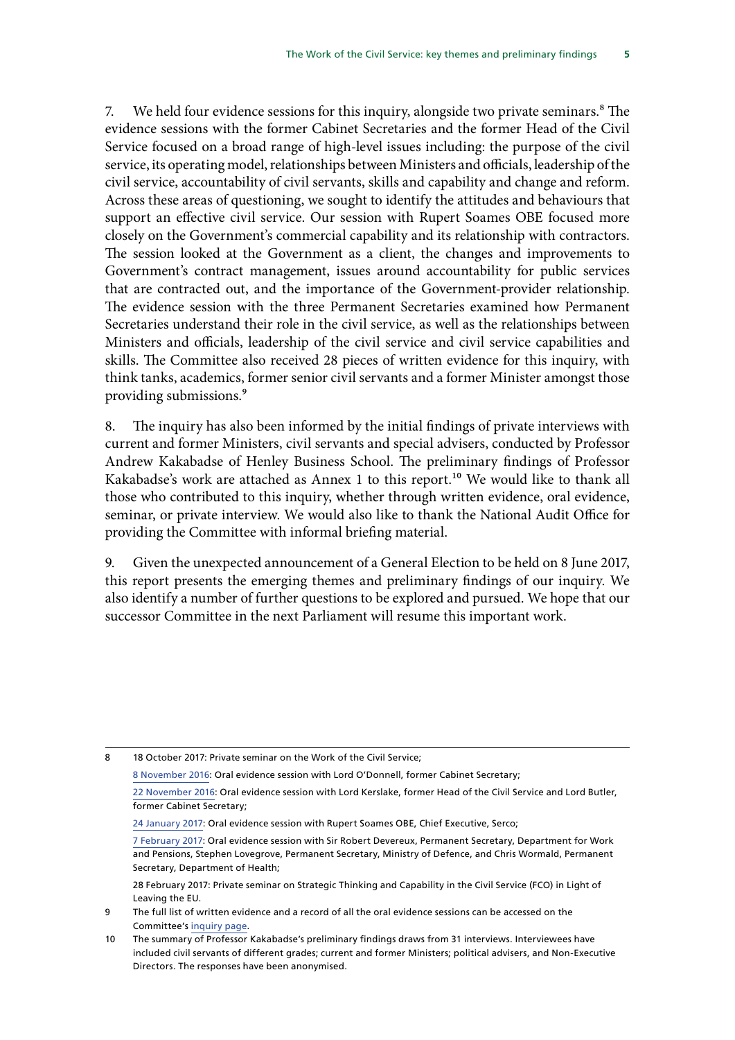7. We held four evidence sessions for this inquiry, alongside two private seminars.[8] The evidence sessions with the former Cabinet Secretaries and the former Head of the Civil Service focused on a broad range of high-level issues including: the purpose of the civil service, its operating model, relationships between Ministers and officials, leadership of the civil service, accountability of civil servants, skills and capability and change and reform. Across these areas of questioning, we sought to identify the attitudes and behaviours that support an effective civil service. Our session with Rupert Soames OBE focused more closely on the Government's commercial capability and its relationship with contractors. The session looked at the Government as a client, the changes and improvements to Government's contract management, issues around accountability for public services that are contracted out, and the importance of the Government-provider relationship. The evidence session with the three Permanent Secretaries examined how Permanent Secretaries understand their role in the civil service, as well as the relationships between Ministers and officials, leadership of the civil service and civil service capabilities and skills. The Committee also received 28 pieces of written evidence for this inquiry, with think tanks, academics, former senior civil servants and a former Minister amongst those providing submissions.[9]

8. The inquiry has also been informed by the initial findings of private interviews with current and former Ministers, civil servants and special advisers, conducted by Professor Andrew Kakabadse of Henley Business School. The preliminary findings of Professor Kakabadse's work are attached as Annex 1 to this report.[10] We would like to thank all those who contributed to this inquiry, whether through written evidence, oral evidence, seminar, or private interview. We would also like to thank the National Audit Office for providing the Committee with informal briefing material.

9. Given the unexpected announcement of a General Election to be held on 8 June 2017, this report presents the emerging themes and preliminary findings of our inquiry. We also identify a number of further questions to be explored and pursued. We hope that our successor Committee in the next Parliament will resume this important work.

---

8 18 October 2017: Private seminar on the Work of the Civil Service;
8 November 2016: Oral evidence session with Lord O'Donnell, former Cabinet Secretary;
22 November 2016: Oral evidence session with Lord Kerslake, former Head of the Civil Service and Lord Butler, former Cabinet Secretary;
24 January 2017: Oral evidence session with Rupert Soames OBE, Chief Executive, Serco;
7 February 2017: Oral evidence session with Sir Robert Devereux, Permanent Secretary, Department for Work and Pensions, Stephen Lovegrove, Permanent Secretary, Ministry of Defence, and Chris Wormald, Permanent Secretary, Department of Health;
28 February 2017: Private seminar on Strategic Thinking and Capability in the Civil Service (FCO) in Light of Leaving the EU.

9 The full list of written evidence and a record of all the oral evidence sessions can be accessed on the Committee's inquiry page.

10 The summary of Professor Kakabadse's preliminary findings draws from 31 interviews. Interviewees have included civil servants of different grades; current and former Ministers; political advisers, and Non-Executive Directors. The responses have been anonymised.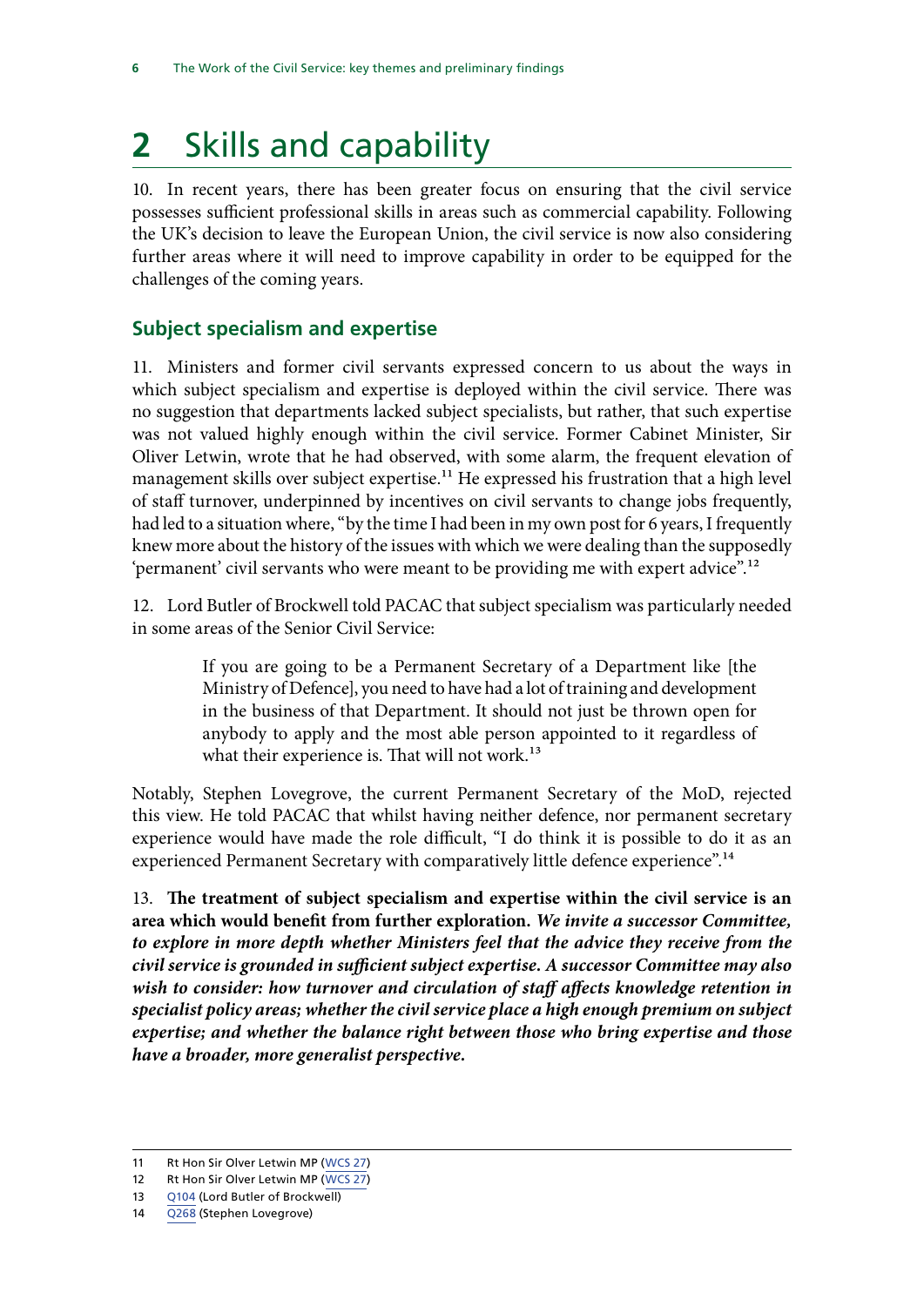# 2 Skills and capability

10. In recent years, there has been greater focus on ensuring that the civil service possesses sufficient professional skills in areas such as commercial capability. Following the UK's decision to leave the European Union, the civil service is now also considering further areas where it will need to improve capability in order to be equipped for the challenges of the coming years.

## Subject specialism and expertise

11. Ministers and former civil servants expressed concern to us about the ways in which subject specialism and expertise is deployed within the civil service. There was no suggestion that departments lacked subject specialists, but rather, that such expertise was not valued highly enough within the civil service. Former Cabinet Minister, Sir Oliver Letwin, wrote that he had observed, with some alarm, the frequent elevation of management skills over subject expertise.[11] He expressed his frustration that a high level of staff turnover, underpinned by incentives on civil servants to change jobs frequently, had led to a situation where, "by the time I had been in my own post for 6 years, I frequently knew more about the history of the issues with which we were dealing than the supposedly 'permanent' civil servants who were meant to be providing me with expert advice".[12]

12. Lord Butler of Brockwell told PACAC that subject specialism was particularly needed in some areas of the Senior Civil Service:

> If you are going to be a Permanent Secretary of a Department like [the Ministry of Defence], you need to have had a lot of training and development in the business of that Department. It should not just be thrown open for anybody to apply and the most able person appointed to it regardless of what their experience is. That will not work.[13]

Notably, Stephen Lovegrove, the current Permanent Secretary of the MoD, rejected this view. He told PACAC that whilst having neither defence, nor permanent secretary experience would have made the role difficult, "I do think it is possible to do it as an experienced Permanent Secretary with comparatively little defence experience".[14]

13. **The treatment of subject specialism and expertise within the civil service is an area which would benefit from further exploration.** ***We invite a successor Committee, to explore in more depth whether Ministers feel that the advice they receive from the civil service is grounded in sufficient subject expertise. A successor Committee may also wish to consider: how turnover and circulation of staff affects knowledge retention in specialist policy areas; whether the civil service place a high enough premium on subject expertise; and whether the balance right between those who bring expertise and those have a broader, more generalist perspective.***

---

11 Rt Hon Sir Olver Letwin MP (WCS 27)

12 Rt Hon Sir Olver Letwin MP (WCS 27)

13 Q104 (Lord Butler of Brockwell)

14 Q268 (Stephen Lovegrove)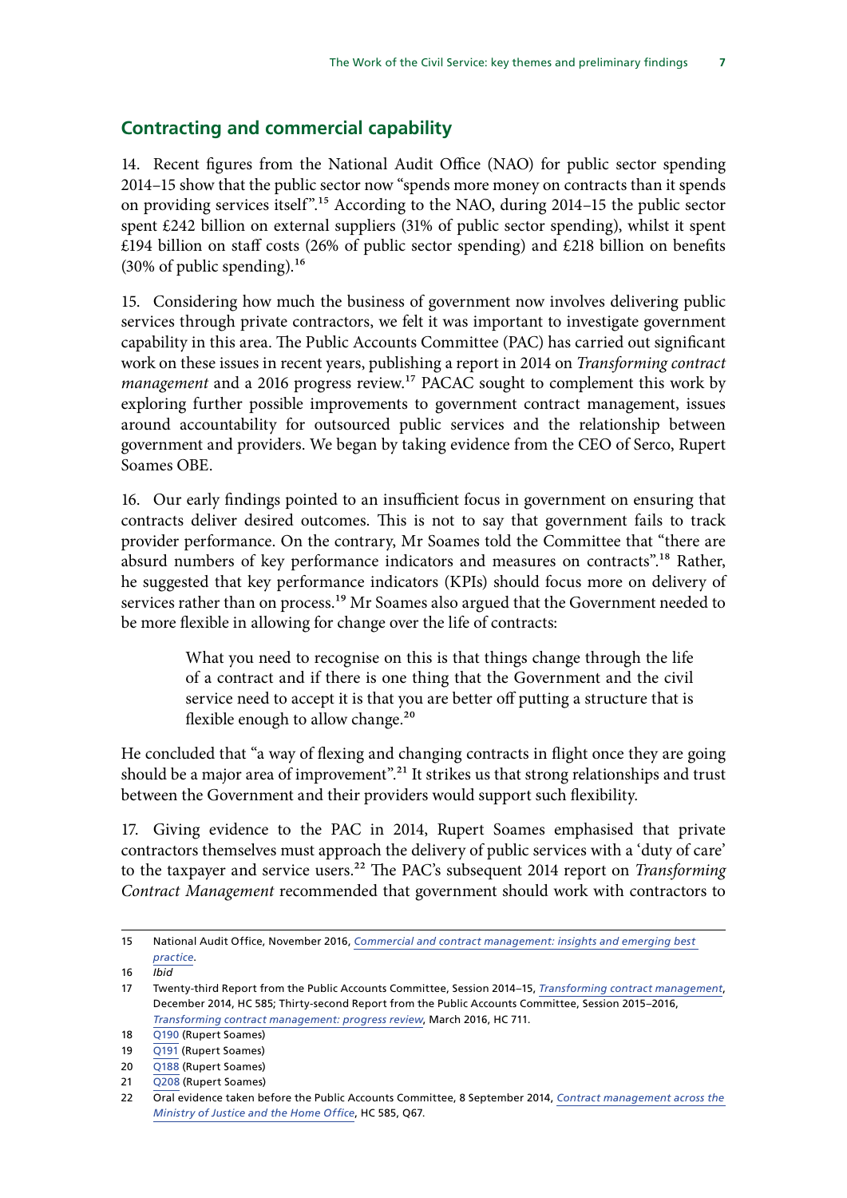## Contracting and commercial capability

14. Recent figures from the National Audit Office (NAO) for public sector spending 2014–15 show that the public sector now "spends more money on contracts than it spends on providing services itself".[15] According to the NAO, during 2014–15 the public sector spent £242 billion on external suppliers (31% of public sector spending), whilst it spent £194 billion on staff costs (26% of public sector spending) and £218 billion on benefits (30% of public spending).[16]

15. Considering how much the business of government now involves delivering public services through private contractors, we felt it was important to investigate government capability in this area. The Public Accounts Committee (PAC) has carried out significant work on these issues in recent years, publishing a report in 2014 on *Transforming contract management* and a 2016 progress review.[17] PACAC sought to complement this work by exploring further possible improvements to government contract management, issues around accountability for outsourced public services and the relationship between government and providers. We began by taking evidence from the CEO of Serco, Rupert Soames OBE.

16. Our early findings pointed to an insufficient focus in government on ensuring that contracts deliver desired outcomes. This is not to say that government fails to track provider performance. On the contrary, Mr Soames told the Committee that "there are absurd numbers of key performance indicators and measures on contracts".[18] Rather, he suggested that key performance indicators (KPIs) should focus more on delivery of services rather than on process.[19] Mr Soames also argued that the Government needed to be more flexible in allowing for change over the life of contracts:

> What you need to recognise on this is that things change through the life of a contract and if there is one thing that the Government and the civil service need to accept it is that you are better off putting a structure that is flexible enough to allow change.[20]

He concluded that "a way of flexing and changing contracts in flight once they are going should be a major area of improvement".[21] It strikes us that strong relationships and trust between the Government and their providers would support such flexibility.

17. Giving evidence to the PAC in 2014, Rupert Soames emphasised that private contractors themselves must approach the delivery of public services with a 'duty of care' to the taxpayer and service users.[22] The PAC's subsequent 2014 report on *Transforming Contract Management* recommended that government should work with contractors to

---

15 National Audit Office, November 2016, *Commercial and contract management: insights and emerging best practice*.

16 *Ibid*

17 Twenty-third Report from the Public Accounts Committee, Session 2014–15, *Transforming contract management*, December 2014, HC 585; Thirty-second Report from the Public Accounts Committee, Session 2015–2016, *Transforming contract management: progress review*, March 2016, HC 711.

18 Q190 (Rupert Soames)

19 Q191 (Rupert Soames)

20 Q188 (Rupert Soames)

21 Q208 (Rupert Soames)

22 Oral evidence taken before the Public Accounts Committee, 8 September 2014, *Contract management across the Ministry of Justice and the Home Office*, HC 585, Q67.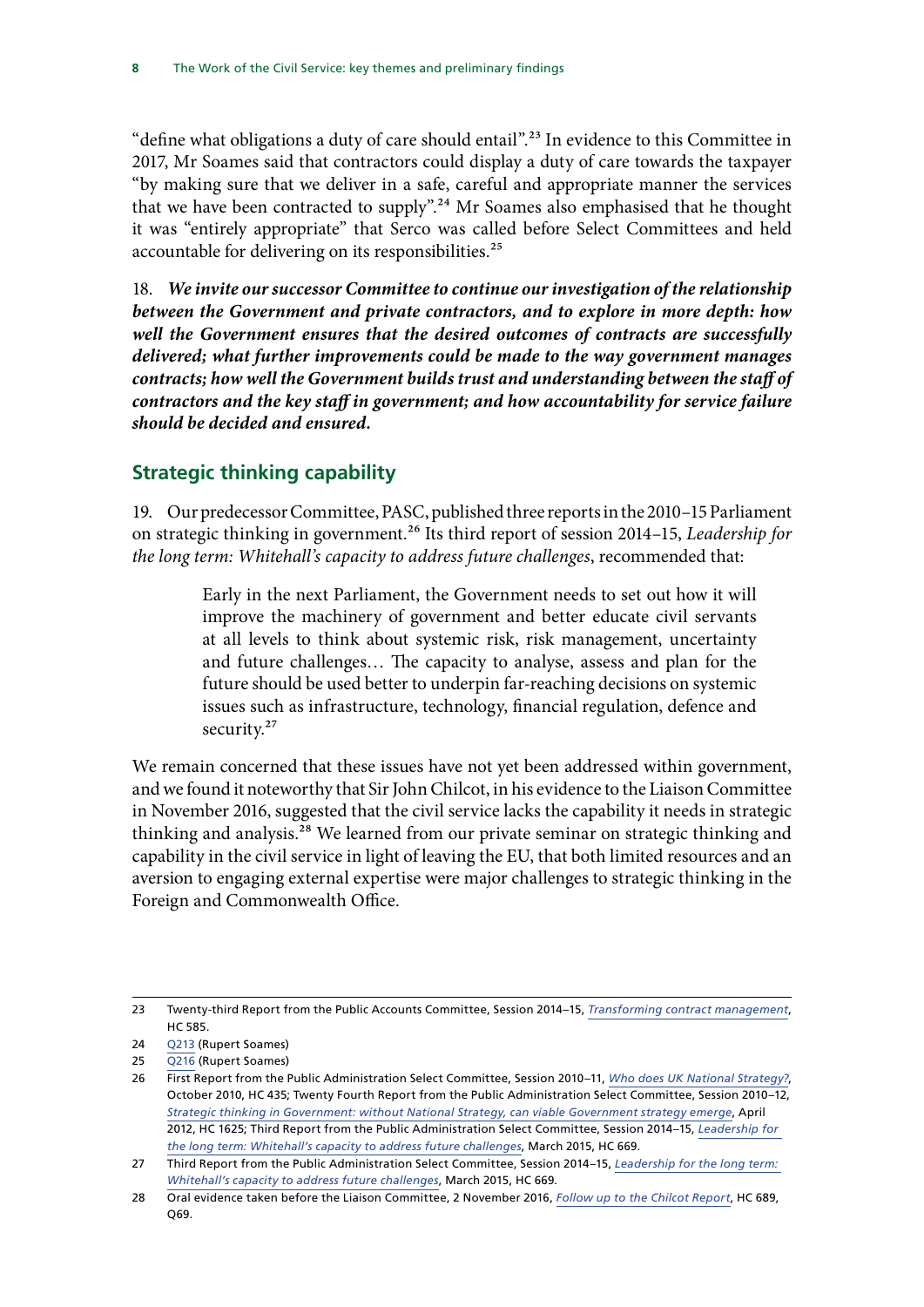"define what obligations a duty of care should entail".[23] In evidence to this Committee in 2017, Mr Soames said that contractors could display a duty of care towards the taxpayer "by making sure that we deliver in a safe, careful and appropriate manner the services that we have been contracted to supply".[24] Mr Soames also emphasised that he thought it was "entirely appropriate" that Serco was called before Select Committees and held accountable for delivering on its responsibilities.[25]

18. ***We invite our successor Committee to continue our investigation of the relationship between the Government and private contractors, and to explore in more depth: how well the Government ensures that the desired outcomes of contracts are successfully delivered; what further improvements could be made to the way government manages contracts; how well the Government builds trust and understanding between the staff of contractors and the key staff in government; and how accountability for service failure should be decided and ensured.***

## Strategic thinking capability

19. Our predecessor Committee, PASC, published three reports in the 2010–15 Parliament on strategic thinking in government.[26] Its third report of session 2014–15, *Leadership for the long term: Whitehall's capacity to address future challenges*, recommended that:

> Early in the next Parliament, the Government needs to set out how it will improve the machinery of government and better educate civil servants at all levels to think about systemic risk, risk management, uncertainty and future challenges… The capacity to analyse, assess and plan for the future should be used better to underpin far-reaching decisions on systemic issues such as infrastructure, technology, financial regulation, defence and security.[27]

We remain concerned that these issues have not yet been addressed within government, and we found it noteworthy that Sir John Chilcot, in his evidence to the Liaison Committee in November 2016, suggested that the civil service lacks the capability it needs in strategic thinking and analysis.[28] We learned from our private seminar on strategic thinking and capability in the civil service in light of leaving the EU, that both limited resources and an aversion to engaging external expertise were major challenges to strategic thinking in the Foreign and Commonwealth Office.

---

23 Twenty-third Report from the Public Accounts Committee, Session 2014–15, *Transforming contract management*, HC 585.

24 Q213 (Rupert Soames)

25 Q216 (Rupert Soames)

26 First Report from the Public Administration Select Committee, Session 2010–11, *Who does UK National Strategy?*, October 2010, HC 435; Twenty Fourth Report from the Public Administration Select Committee, Session 2010–12, *Strategic thinking in Government: without National Strategy, can viable Government strategy emerge*, April 2012, HC 1625; Third Report from the Public Administration Select Committee, Session 2014–15, *Leadership for the long term: Whitehall's capacity to address future challenges*, March 2015, HC 669.

27 Third Report from the Public Administration Select Committee, Session 2014–15, *Leadership for the long term: Whitehall's capacity to address future challenges*, March 2015, HC 669.

28 Oral evidence taken before the Liaison Committee, 2 November 2016, *Follow up to the Chilcot Report*, HC 689, Q69.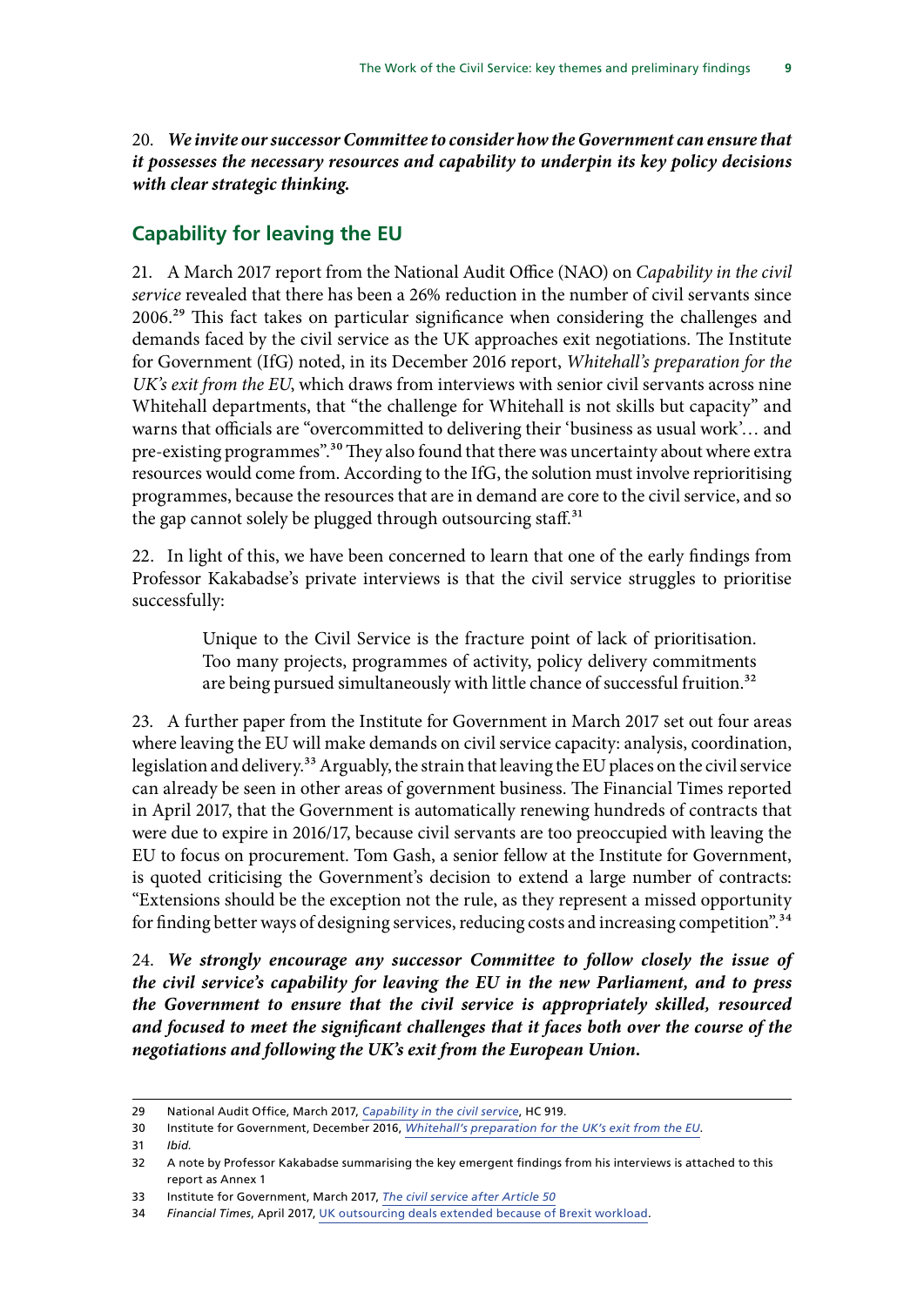20. ***We invite our successor Committee to consider how the Government can ensure that it possesses the necessary resources and capability to underpin its key policy decisions with clear strategic thinking.***

## Capability for leaving the EU

21. A March 2017 report from the National Audit Office (NAO) on *Capability in the civil service* revealed that there has been a 26% reduction in the number of civil servants since 2006.[29] This fact takes on particular significance when considering the challenges and demands faced by the civil service as the UK approaches exit negotiations. The Institute for Government (IfG) noted, in its December 2016 report, *Whitehall's preparation for the UK's exit from the EU*, which draws from interviews with senior civil servants across nine Whitehall departments, that "the challenge for Whitehall is not skills but capacity" and warns that officials are "overcommitted to delivering their 'business as usual work'… and pre-existing programmes".[30] They also found that there was uncertainty about where extra resources would come from. According to the IfG, the solution must involve reprioritising programmes, because the resources that are in demand are core to the civil service, and so the gap cannot solely be plugged through outsourcing staff.[31]

22. In light of this, we have been concerned to learn that one of the early findings from Professor Kakabadse's private interviews is that the civil service struggles to prioritise successfully:

> Unique to the Civil Service is the fracture point of lack of prioritisation. Too many projects, programmes of activity, policy delivery commitments are being pursued simultaneously with little chance of successful fruition.[32]

23. A further paper from the Institute for Government in March 2017 set out four areas where leaving the EU will make demands on civil service capacity: analysis, coordination, legislation and delivery.[33] Arguably, the strain that leaving the EU places on the civil service can already be seen in other areas of government business. The Financial Times reported in April 2017, that the Government is automatically renewing hundreds of contracts that were due to expire in 2016/17, because civil servants are too preoccupied with leaving the EU to focus on procurement. Tom Gash, a senior fellow at the Institute for Government, is quoted criticising the Government's decision to extend a large number of contracts: "Extensions should be the exception not the rule, as they represent a missed opportunity for finding better ways of designing services, reducing costs and increasing competition".[34]

24. ***We strongly encourage any successor Committee to follow closely the issue of the civil service's capability for leaving the EU in the new Parliament, and to press the Government to ensure that the civil service is appropriately skilled, resourced and focused to meet the significant challenges that it faces both over the course of the negotiations and following the UK's exit from the European Union.***

---

29 National Audit Office, March 2017, *Capability in the civil service*, HC 919.

30 Institute for Government, December 2016, *Whitehall's preparation for the UK's exit from the EU*.

31 *Ibid.*

32 A note by Professor Kakabadse summarising the key emergent findings from his interviews is attached to this report as Annex 1

33 Institute for Government, March 2017, *The civil service after Article 50*

34 *Financial Times*, April 2017, UK outsourcing deals extended because of Brexit workload.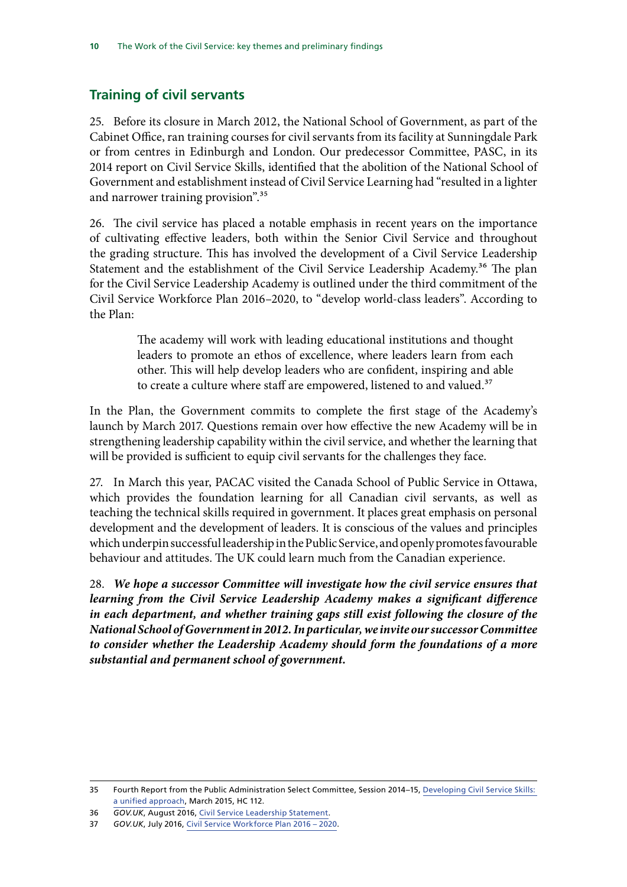## Training of civil servants

25. Before its closure in March 2012, the National School of Government, as part of the Cabinet Office, ran training courses for civil servants from its facility at Sunningdale Park or from centres in Edinburgh and London. Our predecessor Committee, PASC, in its 2014 report on Civil Service Skills, identified that the abolition of the National School of Government and establishment instead of Civil Service Learning had "resulted in a lighter and narrower training provision".[35]

26. The civil service has placed a notable emphasis in recent years on the importance of cultivating effective leaders, both within the Senior Civil Service and throughout the grading structure. This has involved the development of a Civil Service Leadership Statement and the establishment of the Civil Service Leadership Academy.[36] The plan for the Civil Service Leadership Academy is outlined under the third commitment of the Civil Service Workforce Plan 2016–2020, to "develop world-class leaders". According to the Plan:

> The academy will work with leading educational institutions and thought leaders to promote an ethos of excellence, where leaders learn from each other. This will help develop leaders who are confident, inspiring and able to create a culture where staff are empowered, listened to and valued.[37]

In the Plan, the Government commits to complete the first stage of the Academy's launch by March 2017. Questions remain over how effective the new Academy will be in strengthening leadership capability within the civil service, and whether the learning that will be provided is sufficient to equip civil servants for the challenges they face.

27. In March this year, PACAC visited the Canada School of Public Service in Ottawa, which provides the foundation learning for all Canadian civil servants, as well as teaching the technical skills required in government. It places great emphasis on personal development and the development of leaders. It is conscious of the values and principles which underpin successful leadership in the Public Service, and openly promotes favourable behaviour and attitudes. The UK could learn much from the Canadian experience.

28. ***We hope a successor Committee will investigate how the civil service ensures that learning from the Civil Service Leadership Academy makes a significant difference in each department, and whether training gaps still exist following the closure of the National School of Government in 2012. In particular, we invite our successor Committee to consider whether the Leadership Academy should form the foundations of a more substantial and permanent school of government.***

---

35 Fourth Report from the Public Administration Select Committee, Session 2014–15, Developing Civil Service Skills: a unified approach, March 2015, HC 112.

36 *GOV.UK*, August 2016, Civil Service Leadership Statement.

37 *GOV.UK*, July 2016, Civil Service Workforce Plan 2016 – 2020.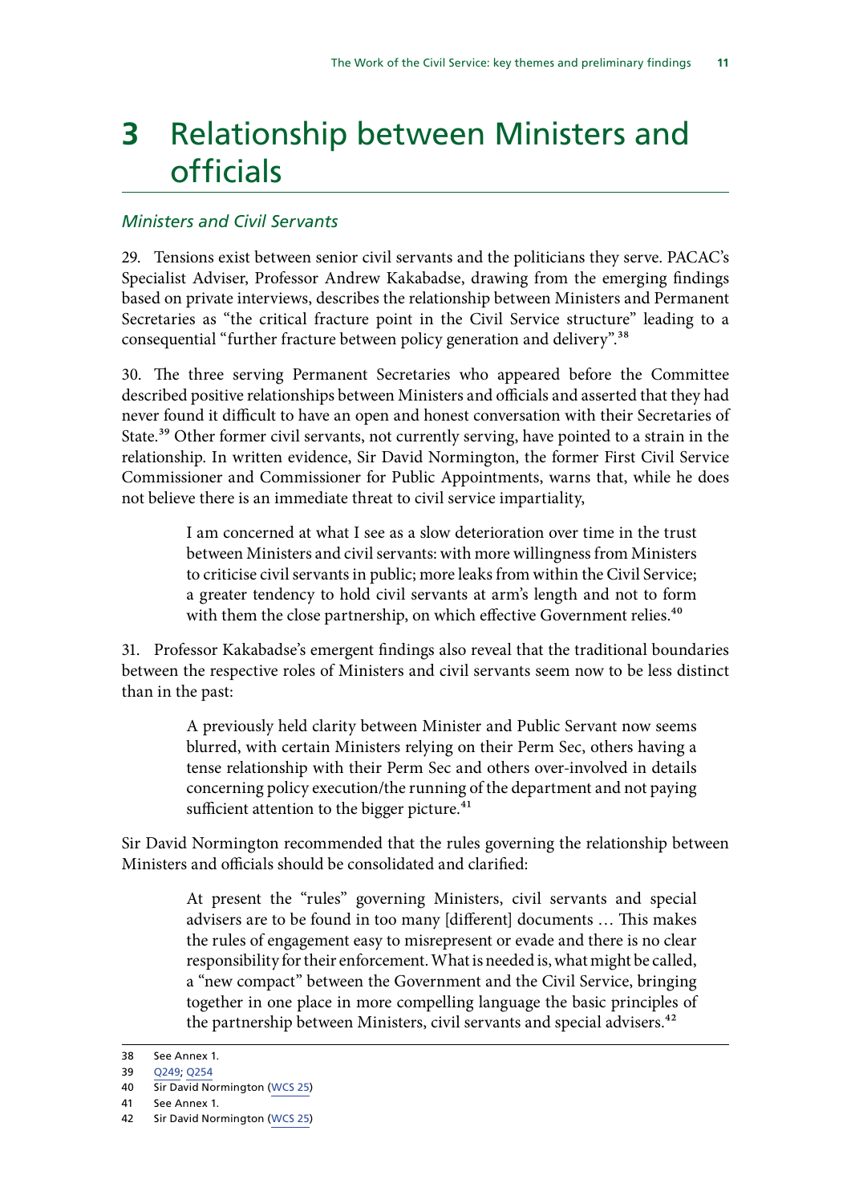# 3 Relationship between Ministers and officials

### *Ministers and Civil Servants*

29. Tensions exist between senior civil servants and the politicians they serve. PACAC's Specialist Adviser, Professor Andrew Kakabadse, drawing from the emerging findings based on private interviews, describes the relationship between Ministers and Permanent Secretaries as "the critical fracture point in the Civil Service structure" leading to a consequential "further fracture between policy generation and delivery".[38]

30. The three serving Permanent Secretaries who appeared before the Committee described positive relationships between Ministers and officials and asserted that they had never found it difficult to have an open and honest conversation with their Secretaries of State.[39] Other former civil servants, not currently serving, have pointed to a strain in the relationship. In written evidence, Sir David Normington, the former First Civil Service Commissioner and Commissioner for Public Appointments, warns that, while he does not believe there is an immediate threat to civil service impartiality,

> I am concerned at what I see as a slow deterioration over time in the trust between Ministers and civil servants: with more willingness from Ministers to criticise civil servants in public; more leaks from within the Civil Service; a greater tendency to hold civil servants at arm's length and not to form with them the close partnership, on which effective Government relies.[40]

31. Professor Kakabadse's emergent findings also reveal that the traditional boundaries between the respective roles of Ministers and civil servants seem now to be less distinct than in the past:

> A previously held clarity between Minister and Public Servant now seems blurred, with certain Ministers relying on their Perm Sec, others having a tense relationship with their Perm Sec and others over-involved in details concerning policy execution/the running of the department and not paying sufficient attention to the bigger picture.[41]

Sir David Normington recommended that the rules governing the relationship between Ministers and officials should be consolidated and clarified:

> At present the "rules" governing Ministers, civil servants and special advisers are to be found in too many [different] documents … This makes the rules of engagement easy to misrepresent or evade and there is no clear responsibility for their enforcement. What is needed is, what might be called, a "new compact" between the Government and the Civil Service, bringing together in one place in more compelling language the basic principles of the partnership between Ministers, civil servants and special advisers.[42]

---

38 See Annex 1.
39 Q249; Q254
40 Sir David Normington (WCS 25)
41 See Annex 1.
42 Sir David Normington (WCS 25)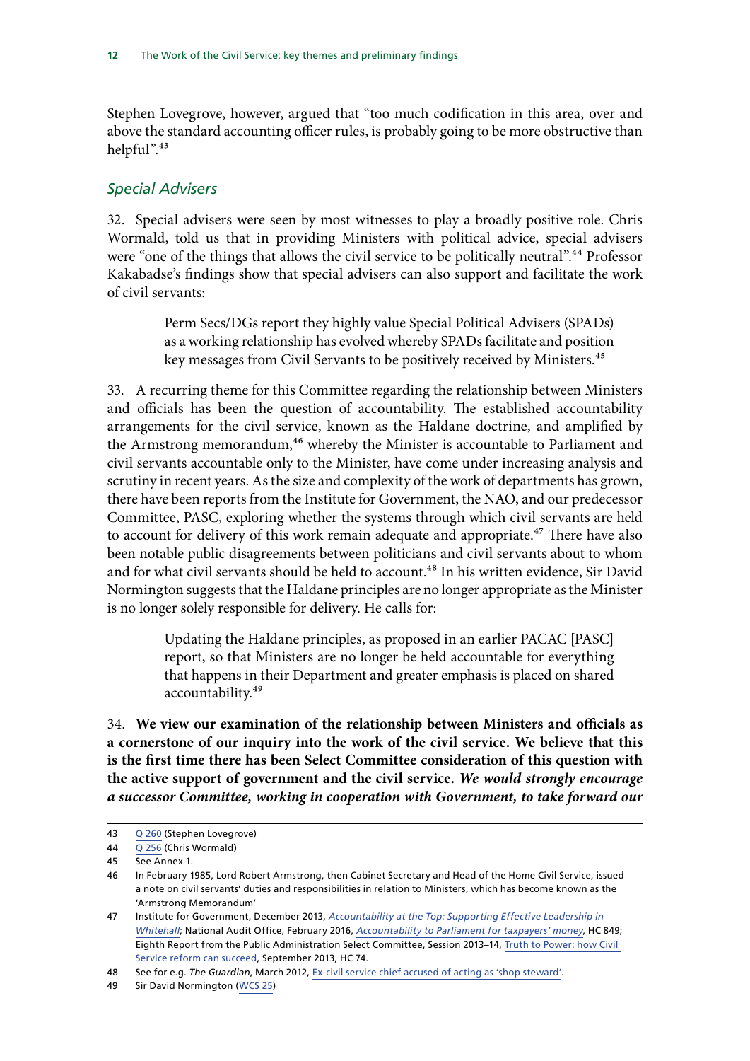Stephen Lovegrove, however, argued that "too much codification in this area, over and above the standard accounting officer rules, is probably going to be more obstructive than helpful".[43]

### *Special Advisers*

32. Special advisers were seen by most witnesses to play a broadly positive role. Chris Wormald, told us that in providing Ministers with political advice, special advisers were "one of the things that allows the civil service to be politically neutral".[44] Professor Kakabadse's findings show that special advisers can also support and facilitate the work of civil servants:

> Perm Secs/DGs report they highly value Special Political Advisers (SPADs) as a working relationship has evolved whereby SPADs facilitate and position key messages from Civil Servants to be positively received by Ministers.[45]

33. A recurring theme for this Committee regarding the relationship between Ministers and officials has been the question of accountability. The established accountability arrangements for the civil service, known as the Haldane doctrine, and amplified by the Armstrong memorandum,[46] whereby the Minister is accountable to Parliament and civil servants accountable only to the Minister, have come under increasing analysis and scrutiny in recent years. As the size and complexity of the work of departments has grown, there have been reports from the Institute for Government, the NAO, and our predecessor Committee, PASC, exploring whether the systems through which civil servants are held to account for delivery of this work remain adequate and appropriate.[47] There have also been notable public disagreements between politicians and civil servants about to whom and for what civil servants should be held to account.[48] In his written evidence, Sir David Normington suggests that the Haldane principles are no longer appropriate as the Minister is no longer solely responsible for delivery. He calls for:

> Updating the Haldane principles, as proposed in an earlier PACAC [PASC] report, so that Ministers are no longer be held accountable for everything that happens in their Department and greater emphasis is placed on shared accountability.[49]

34. **We view our examination of the relationship between Ministers and officials as a cornerstone of our inquiry into the work of the civil service. We believe that this is the first time there has been Select Committee consideration of this question with the active support of government and the civil service.** ***We would strongly encourage a successor Committee, working in cooperation with Government, to take forward our***

---

43 Q 260 (Stephen Lovegrove)

44 Q 256 (Chris Wormald)

45 See Annex 1.

46 In February 1985, Lord Robert Armstrong, then Cabinet Secretary and Head of the Home Civil Service, issued a note on civil servants' duties and responsibilities in relation to Ministers, which has become known as the 'Armstrong Memorandum'

47 Institute for Government, December 2013, *Accountability at the Top: Supporting Effective Leadership in Whitehall*; National Audit Office, February 2016, *Accountability to Parliament for taxpayers' money*, HC 849; Eighth Report from the Public Administration Select Committee, Session 2013–14, Truth to Power: how Civil Service reform can succeed, September 2013, HC 74.

48 See for e.g. *The Guardian*, March 2012, Ex-civil service chief accused of acting as 'shop steward'.

49 Sir David Normington (WCS 25)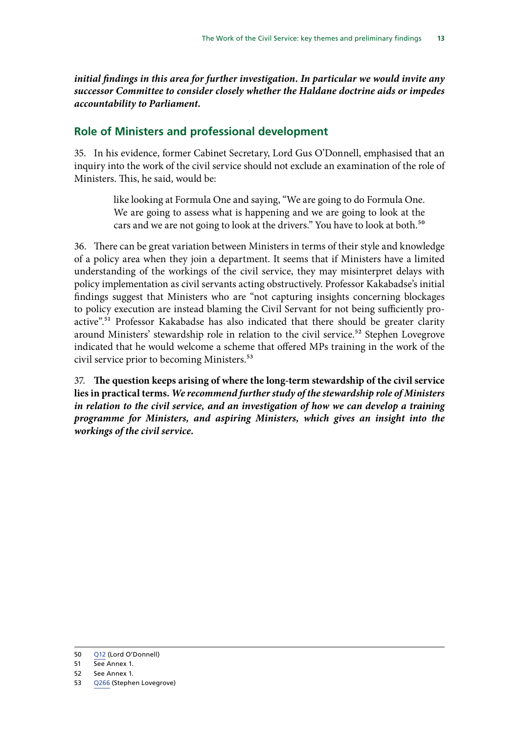***initial findings in this area for further investigation. In particular we would invite any successor Committee to consider closely whether the Haldane doctrine aids or impedes accountability to Parliament.***

## Role of Ministers and professional development

35. In his evidence, former Cabinet Secretary, Lord Gus O'Donnell, emphasised that an inquiry into the work of the civil service should not exclude an examination of the role of Ministers. This, he said, would be:

> like looking at Formula One and saying, "We are going to do Formula One. We are going to assess what is happening and we are going to look at the cars and we are not going to look at the drivers." You have to look at both.[50]

36. There can be great variation between Ministers in terms of their style and knowledge of a policy area when they join a department. It seems that if Ministers have a limited understanding of the workings of the civil service, they may misinterpret delays with policy implementation as civil servants acting obstructively. Professor Kakabadse's initial findings suggest that Ministers who are "not capturing insights concerning blockages to policy execution are instead blaming the Civil Servant for not being sufficiently pro-active".[51] Professor Kakabadse has also indicated that there should be greater clarity around Ministers' stewardship role in relation to the civil service.[52] Stephen Lovegrove indicated that he would welcome a scheme that offered MPs training in the work of the civil service prior to becoming Ministers.[53]

37. **The question keeps arising of where the long-term stewardship of the civil service lies in practical terms.** ***We recommend further study of the stewardship role of Ministers in relation to the civil service, and an investigation of how we can develop a training programme for Ministers, and aspiring Ministers, which gives an insight into the workings of the civil service.***

---

50 Q12 (Lord O'Donnell)

51 See Annex 1.

52 See Annex 1.

53 Q266 (Stephen Lovegrove)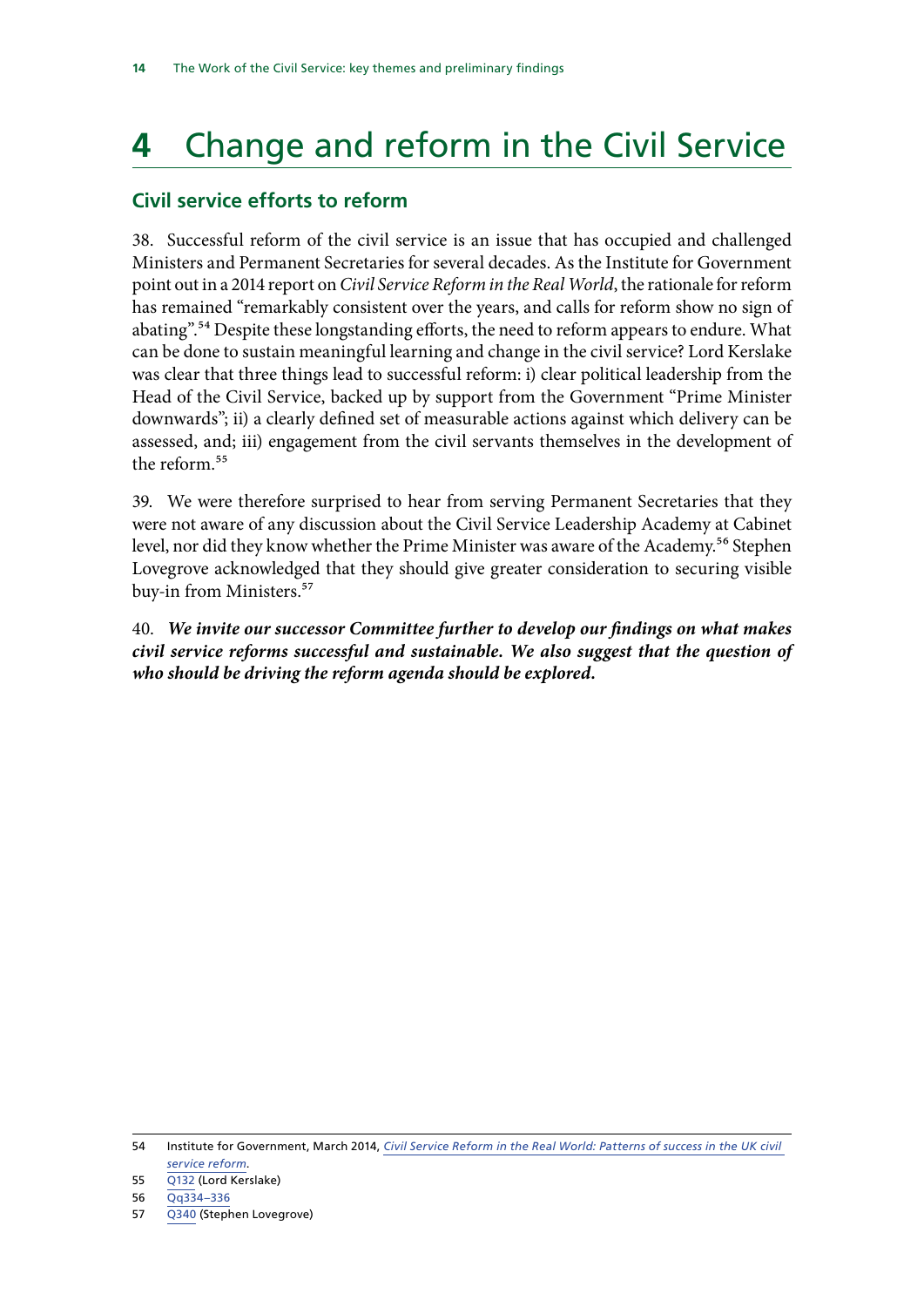# 4 Change and reform in the Civil Service

## Civil service efforts to reform

38. Successful reform of the civil service is an issue that has occupied and challenged Ministers and Permanent Secretaries for several decades. As the Institute for Government point out in a 2014 report on *Civil Service Reform in the Real World*, the rationale for reform has remained "remarkably consistent over the years, and calls for reform show no sign of abating".[54] Despite these longstanding efforts, the need to reform appears to endure. What can be done to sustain meaningful learning and change in the civil service? Lord Kerslake was clear that three things lead to successful reform: i) clear political leadership from the Head of the Civil Service, backed up by support from the Government "Prime Minister downwards"; ii) a clearly defined set of measurable actions against which delivery can be assessed, and; iii) engagement from the civil servants themselves in the development of the reform.[55]

39. We were therefore surprised to hear from serving Permanent Secretaries that they were not aware of any discussion about the Civil Service Leadership Academy at Cabinet level, nor did they know whether the Prime Minister was aware of the Academy.[56] Stephen Lovegrove acknowledged that they should give greater consideration to securing visible buy-in from Ministers.[57]

40. ***We invite our successor Committee further to develop our findings on what makes civil service reforms successful and sustainable. We also suggest that the question of who should be driving the reform agenda should be explored.***

54 Institute for Government, March 2014, *Civil Service Reform in the Real World: Patterns of success in the UK civil service reform*.

55 Q132 (Lord Kerslake)

56 Qq334–336

57 Q340 (Stephen Lovegrove)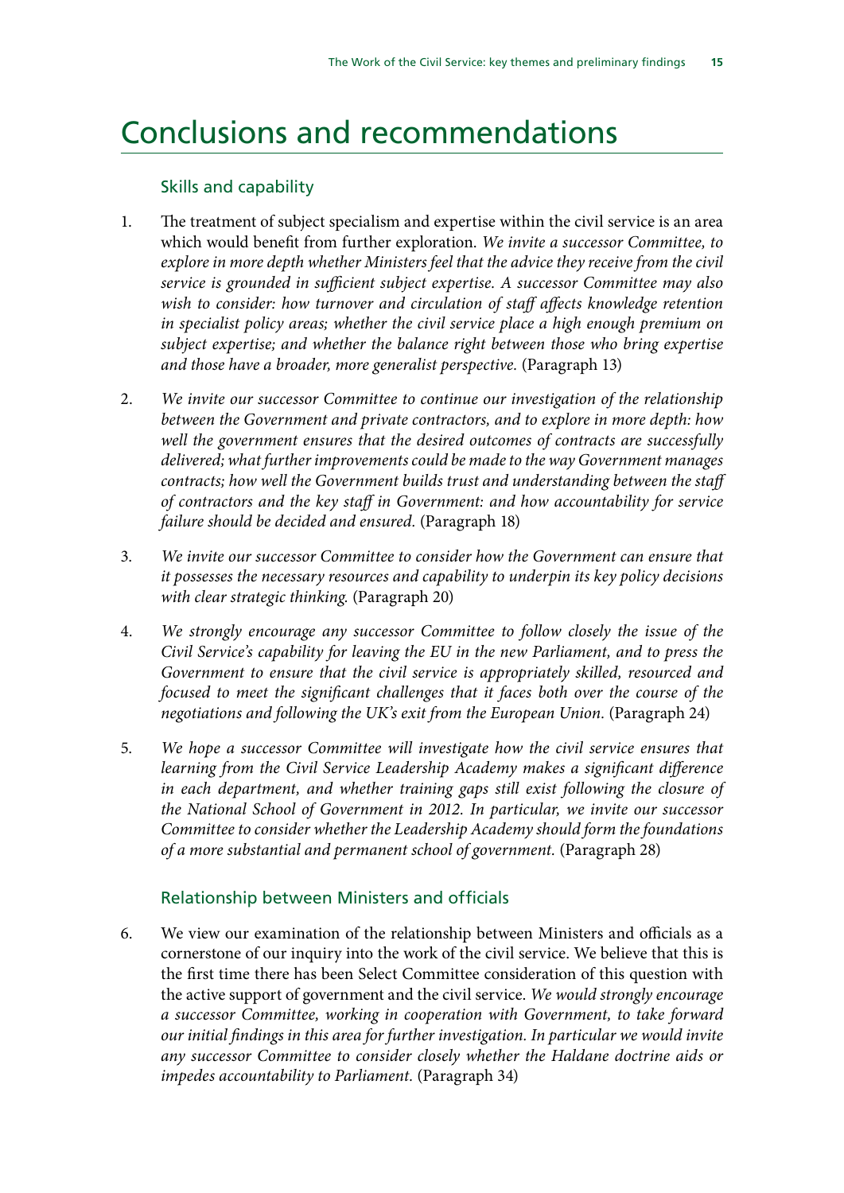# Conclusions and recommendations

## Skills and capability

1. The treatment of subject specialism and expertise within the civil service is an area which would benefit from further exploration. *We invite a successor Committee, to explore in more depth whether Ministers feel that the advice they receive from the civil service is grounded in sufficient subject expertise. A successor Committee may also wish to consider: how turnover and circulation of staff affects knowledge retention in specialist policy areas; whether the civil service place a high enough premium on subject expertise; and whether the balance right between those who bring expertise and those have a broader, more generalist perspective.* (Paragraph 13)

2. *We invite our successor Committee to continue our investigation of the relationship between the Government and private contractors, and to explore in more depth: how well the government ensures that the desired outcomes of contracts are successfully delivered; what further improvements could be made to the way Government manages contracts; how well the Government builds trust and understanding between the staff of contractors and the key staff in Government: and how accountability for service failure should be decided and ensured.* (Paragraph 18)

3. *We invite our successor Committee to consider how the Government can ensure that it possesses the necessary resources and capability to underpin its key policy decisions with clear strategic thinking.* (Paragraph 20)

4. *We strongly encourage any successor Committee to follow closely the issue of the Civil Service's capability for leaving the EU in the new Parliament, and to press the Government to ensure that the civil service is appropriately skilled, resourced and focused to meet the significant challenges that it faces both over the course of the negotiations and following the UK's exit from the European Union.* (Paragraph 24)

5. *We hope a successor Committee will investigate how the civil service ensures that learning from the Civil Service Leadership Academy makes a significant difference in each department, and whether training gaps still exist following the closure of the National School of Government in 2012. In particular, we invite our successor Committee to consider whether the Leadership Academy should form the foundations of a more substantial and permanent school of government.* (Paragraph 28)

## Relationship between Ministers and officials

6. We view our examination of the relationship between Ministers and officials as a cornerstone of our inquiry into the work of the civil service. We believe that this is the first time there has been Select Committee consideration of this question with the active support of government and the civil service. *We would strongly encourage a successor Committee, working in cooperation with Government, to take forward our initial findings in this area for further investigation. In particular we would invite any successor Committee to consider closely whether the Haldane doctrine aids or impedes accountability to Parliament.* (Paragraph 34)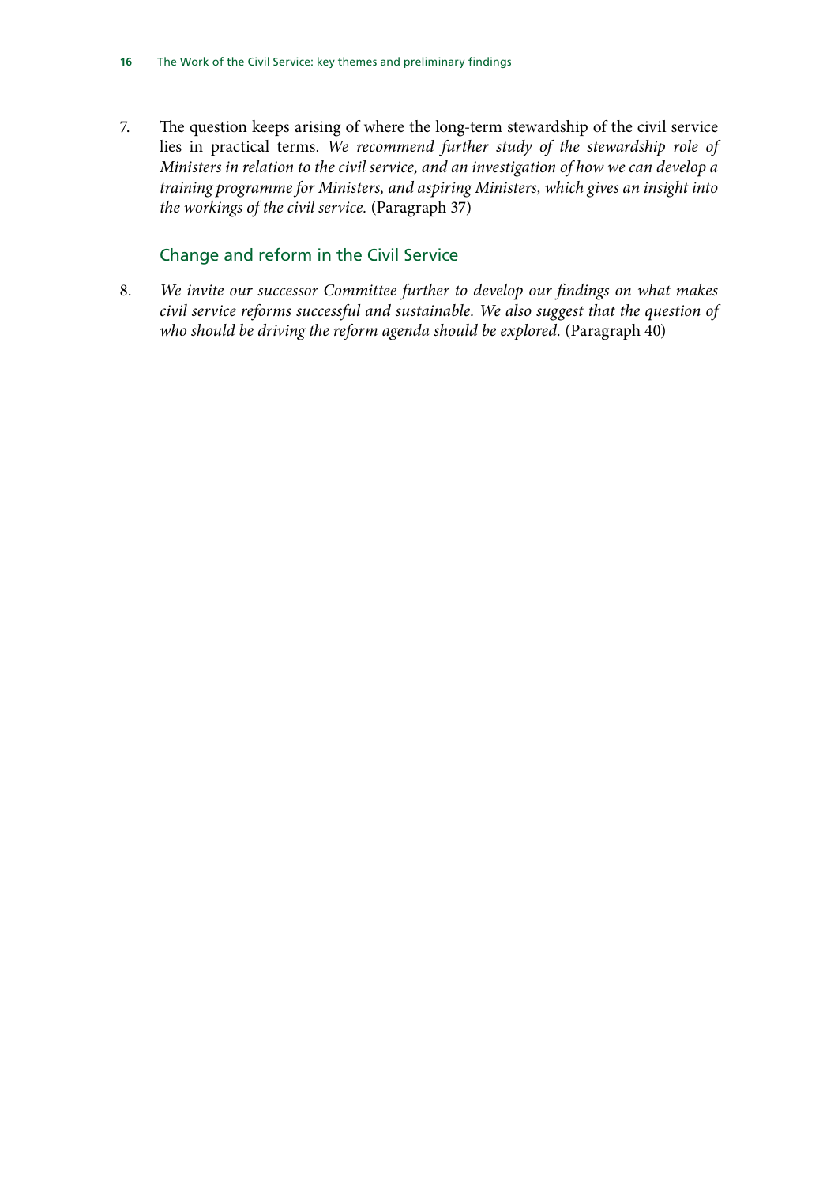7. The question keeps arising of where the long-term stewardship of the civil service lies in practical terms. *We recommend further study of the stewardship role of Ministers in relation to the civil service, and an investigation of how we can develop a training programme for Ministers, and aspiring Ministers, which gives an insight into the workings of the civil service.* (Paragraph 37)

## Change and reform in the Civil Service

8. *We invite our successor Committee further to develop our findings on what makes civil service reforms successful and sustainable. We also suggest that the question of who should be driving the reform agenda should be explored.* (Paragraph 40)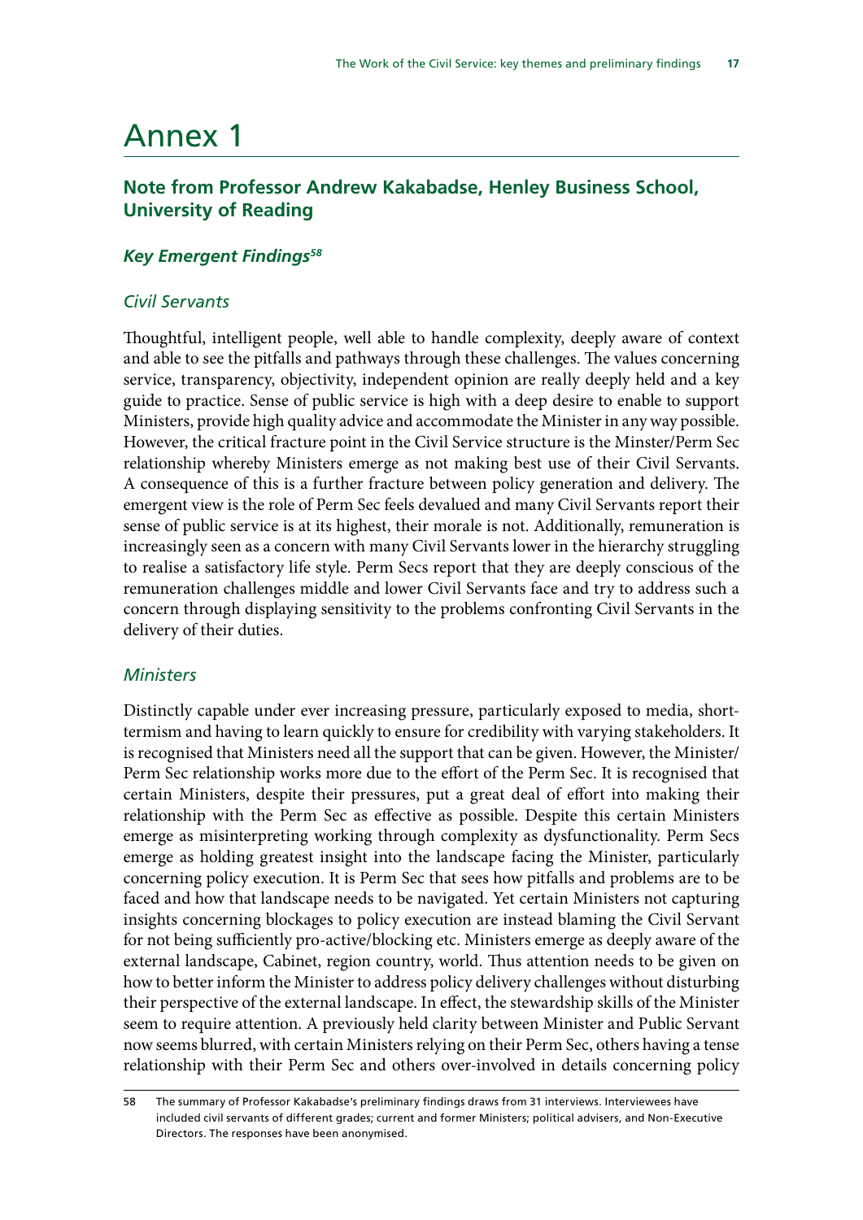# Annex 1

## Note from Professor Andrew Kakabadse, Henley Business School, University of Reading

### *Key Emergent Findings*[58]

### *Civil Servants*

Thoughtful, intelligent people, well able to handle complexity, deeply aware of context and able to see the pitfalls and pathways through these challenges. The values concerning service, transparency, objectivity, independent opinion are really deeply held and a key guide to practice. Sense of public service is high with a deep desire to enable to support Ministers, provide high quality advice and accommodate the Minister in any way possible. However, the critical fracture point in the Civil Service structure is the Minster/Perm Sec relationship whereby Ministers emerge as not making best use of their Civil Servants. A consequence of this is a further fracture between policy generation and delivery. The emergent view is the role of Perm Sec feels devalued and many Civil Servants report their sense of public service is at its highest, their morale is not. Additionally, remuneration is increasingly seen as a concern with many Civil Servants lower in the hierarchy struggling to realise a satisfactory life style. Perm Secs report that they are deeply conscious of the remuneration challenges middle and lower Civil Servants face and try to address such a concern through displaying sensitivity to the problems confronting Civil Servants in the delivery of their duties.

### *Ministers*

Distinctly capable under ever increasing pressure, particularly exposed to media, short-termism and having to learn quickly to ensure for credibility with varying stakeholders. It is recognised that Ministers need all the support that can be given. However, the Minister/Perm Sec relationship works more due to the effort of the Perm Sec. It is recognised that certain Ministers, despite their pressures, put a great deal of effort into making their relationship with the Perm Sec as effective as possible. Despite this certain Ministers emerge as misinterpreting working through complexity as dysfunctionality. Perm Secs emerge as holding greatest insight into the landscape facing the Minister, particularly concerning policy execution. It is Perm Sec that sees how pitfalls and problems are to be faced and how that landscape needs to be navigated. Yet certain Ministers not capturing insights concerning blockages to policy execution are instead blaming the Civil Servant for not being sufficiently pro-active/blocking etc. Ministers emerge as deeply aware of the external landscape, Cabinet, region country, world. Thus attention needs to be given on how to better inform the Minister to address policy delivery challenges without disturbing their perspective of the external landscape. In effect, the stewardship skills of the Minister seem to require attention. A previously held clarity between Minister and Public Servant now seems blurred, with certain Ministers relying on their Perm Sec, others having a tense relationship with their Perm Sec and others over-involved in details concerning policy

58 The summary of Professor Kakabadse's preliminary findings draws from 31 interviews. Interviewees have included civil servants of different grades; current and former Ministers; political advisers, and Non-Executive Directors. The responses have been anonymised.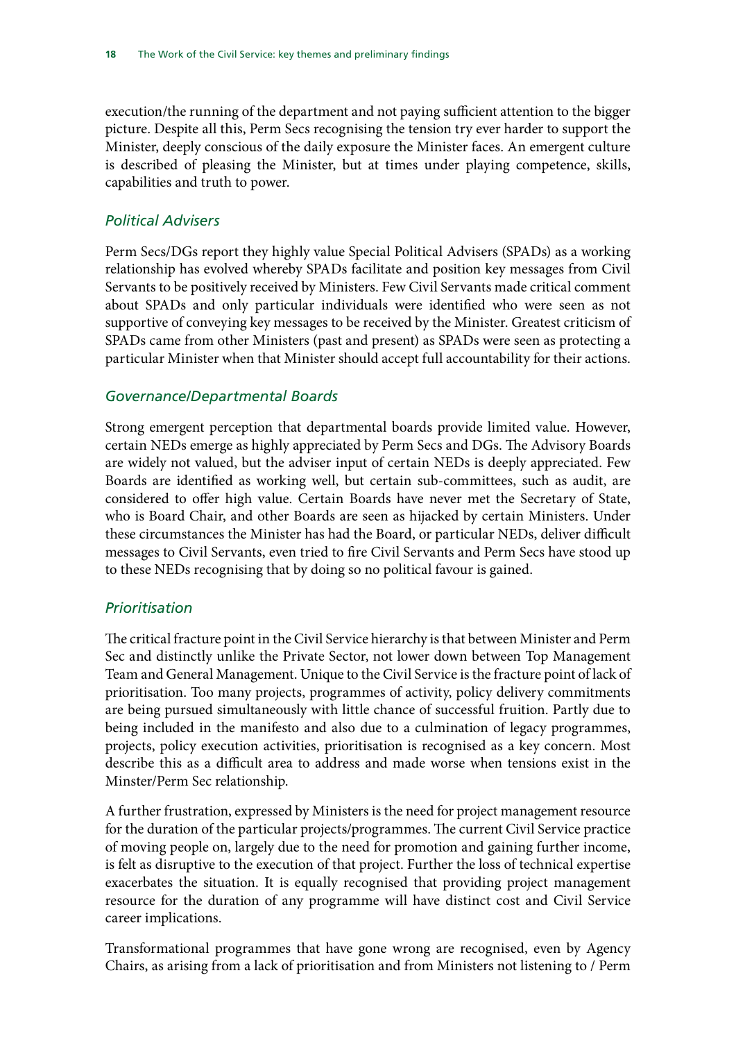execution/the running of the department and not paying sufficient attention to the bigger picture. Despite all this, Perm Secs recognising the tension try ever harder to support the Minister, deeply conscious of the daily exposure the Minister faces. An emergent culture is described of pleasing the Minister, but at times under playing competence, skills, capabilities and truth to power.

### *Political Advisers*

Perm Secs/DGs report they highly value Special Political Advisers (SPADs) as a working relationship has evolved whereby SPADs facilitate and position key messages from Civil Servants to be positively received by Ministers. Few Civil Servants made critical comment about SPADs and only particular individuals were identified who were seen as not supportive of conveying key messages to be received by the Minister. Greatest criticism of SPADs came from other Ministers (past and present) as SPADs were seen as protecting a particular Minister when that Minister should accept full accountability for their actions.

### *Governance/Departmental Boards*

Strong emergent perception that departmental boards provide limited value. However, certain NEDs emerge as highly appreciated by Perm Secs and DGs. The Advisory Boards are widely not valued, but the adviser input of certain NEDs is deeply appreciated. Few Boards are identified as working well, but certain sub-committees, such as audit, are considered to offer high value. Certain Boards have never met the Secretary of State, who is Board Chair, and other Boards are seen as hijacked by certain Ministers. Under these circumstances the Minister has had the Board, or particular NEDs, deliver difficult messages to Civil Servants, even tried to fire Civil Servants and Perm Secs have stood up to these NEDs recognising that by doing so no political favour is gained.

### *Prioritisation*

The critical fracture point in the Civil Service hierarchy is that between Minister and Perm Sec and distinctly unlike the Private Sector, not lower down between Top Management Team and General Management. Unique to the Civil Service is the fracture point of lack of prioritisation. Too many projects, programmes of activity, policy delivery commitments are being pursued simultaneously with little chance of successful fruition. Partly due to being included in the manifesto and also due to a culmination of legacy programmes, projects, policy execution activities, prioritisation is recognised as a key concern. Most describe this as a difficult area to address and made worse when tensions exist in the Minster/Perm Sec relationship.

A further frustration, expressed by Ministers is the need for project management resource for the duration of the particular projects/programmes. The current Civil Service practice of moving people on, largely due to the need for promotion and gaining further income, is felt as disruptive to the execution of that project. Further the loss of technical expertise exacerbates the situation. It is equally recognised that providing project management resource for the duration of any programme will have distinct cost and Civil Service career implications.

Transformational programmes that have gone wrong are recognised, even by Agency Chairs, as arising from a lack of prioritisation and from Ministers not listening to / Perm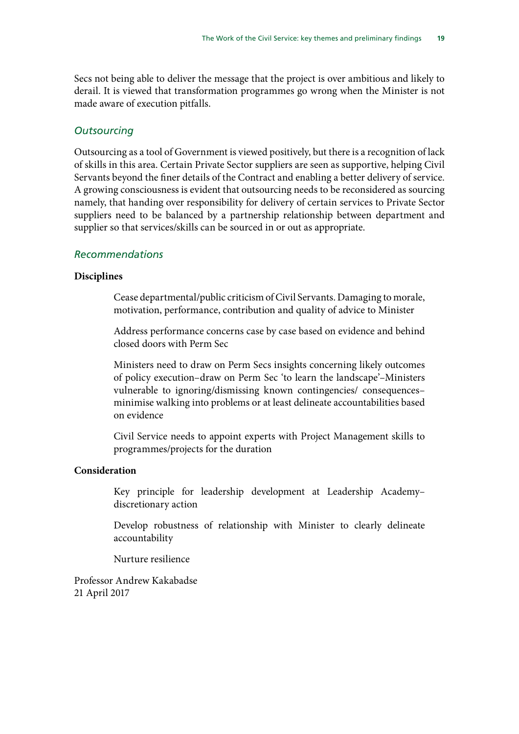Secs not being able to deliver the message that the project is over ambitious and likely to derail. It is viewed that transformation programmes go wrong when the Minister is not made aware of execution pitfalls.

### *Outsourcing*

Outsourcing as a tool of Government is viewed positively, but there is a recognition of lack of skills in this area. Certain Private Sector suppliers are seen as supportive, helping Civil Servants beyond the finer details of the Contract and enabling a better delivery of service. A growing consciousness is evident that outsourcing needs to be reconsidered as sourcing namely, that handing over responsibility for delivery of certain services to Private Sector suppliers need to be balanced by a partnership relationship between department and supplier so that services/skills can be sourced in or out as appropriate.

### *Recommendations*

**Disciplines**

> Cease departmental/public criticism of Civil Servants. Damaging to morale, motivation, performance, contribution and quality of advice to Minister
>
> Address performance concerns case by case based on evidence and behind closed doors with Perm Sec
>
> Ministers need to draw on Perm Secs insights concerning likely outcomes of policy execution–draw on Perm Sec 'to learn the landscape'–Ministers vulnerable to ignoring/dismissing known contingencies/ consequences–minimise walking into problems or at least delineate accountabilities based on evidence
>
> Civil Service needs to appoint experts with Project Management skills to programmes/projects for the duration

**Consideration**

> Key principle for leadership development at Leadership Academy–discretionary action
>
> Develop robustness of relationship with Minister to clearly delineate accountability
>
> Nurture resilience

Professor Andrew Kakabadse
21 April 2017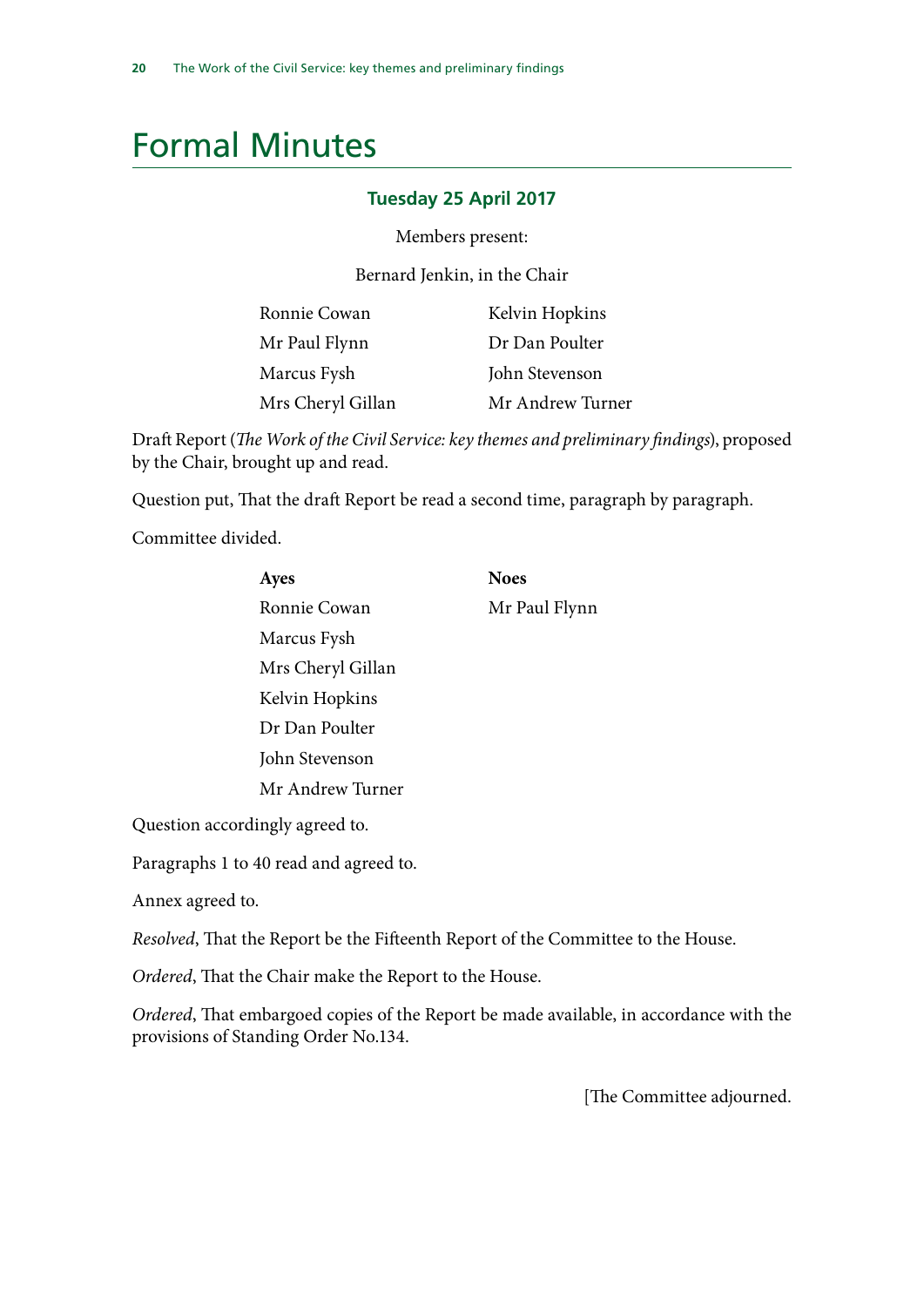# Formal Minutes

### Tuesday 25 April 2017

Members present:

Bernard Jenkin, in the Chair

| | |
|---|---|
| Ronnie Cowan | Kelvin Hopkins |
| Mr Paul Flynn | Dr Dan Poulter |
| Marcus Fysh | John Stevenson |
| Mrs Cheryl Gillan | Mr Andrew Turner |

Draft Report (*The Work of the Civil Service: key themes and preliminary findings*), proposed by the Chair, brought up and read.

Question put, That the draft Report be read a second time, paragraph by paragraph.

Committee divided.

| **Ayes** | **Noes** |
|---|---|
| Ronnie Cowan | Mr Paul Flynn |
| Marcus Fysh | |
| Mrs Cheryl Gillan | |
| Kelvin Hopkins | |
| Dr Dan Poulter | |
| John Stevenson | |
| Mr Andrew Turner | |

Question accordingly agreed to.

Paragraphs 1 to 40 read and agreed to.

Annex agreed to.

*Resolved*, That the Report be the Fifteenth Report of the Committee to the House.

*Ordered*, That the Chair make the Report to the House.

*Ordered*, That embargoed copies of the Report be made available, in accordance with the provisions of Standing Order No.134.

[The Committee adjourned.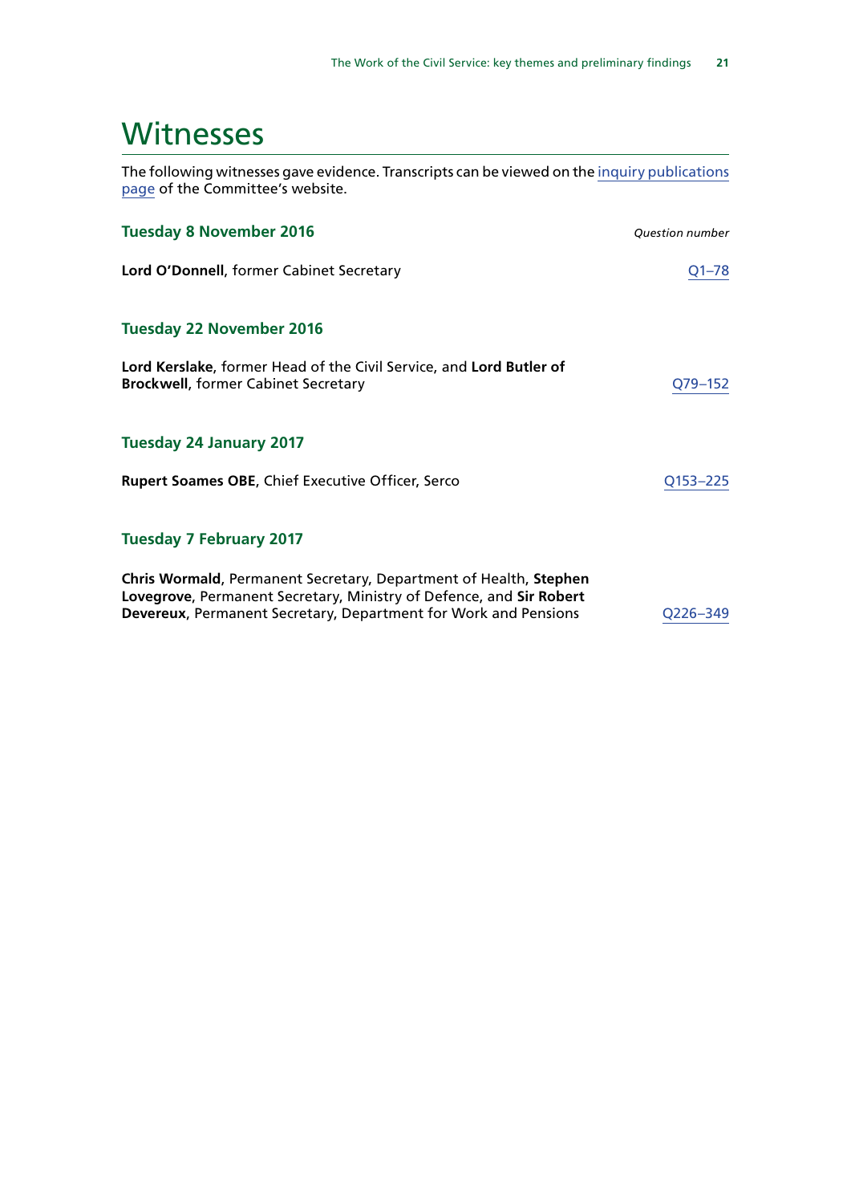# Witnesses

The following witnesses gave evidence. Transcripts can be viewed on the inquiry publications page of the Committee's website.

### Tuesday 8 November 2016

*Question number*

**Lord O'Donnell**, former Cabinet Secretary — Q1–78

### Tuesday 22 November 2016

**Lord Kerslake**, former Head of the Civil Service, and **Lord Butler of Brockwell**, former Cabinet Secretary — Q79–152

### Tuesday 24 January 2017

**Rupert Soames OBE**, Chief Executive Officer, Serco — Q153–225

### Tuesday 7 February 2017

**Chris Wormald**, Permanent Secretary, Department of Health, **Stephen Lovegrove**, Permanent Secretary, Ministry of Defence, and **Sir Robert Devereux**, Permanent Secretary, Department for Work and Pensions — Q226–349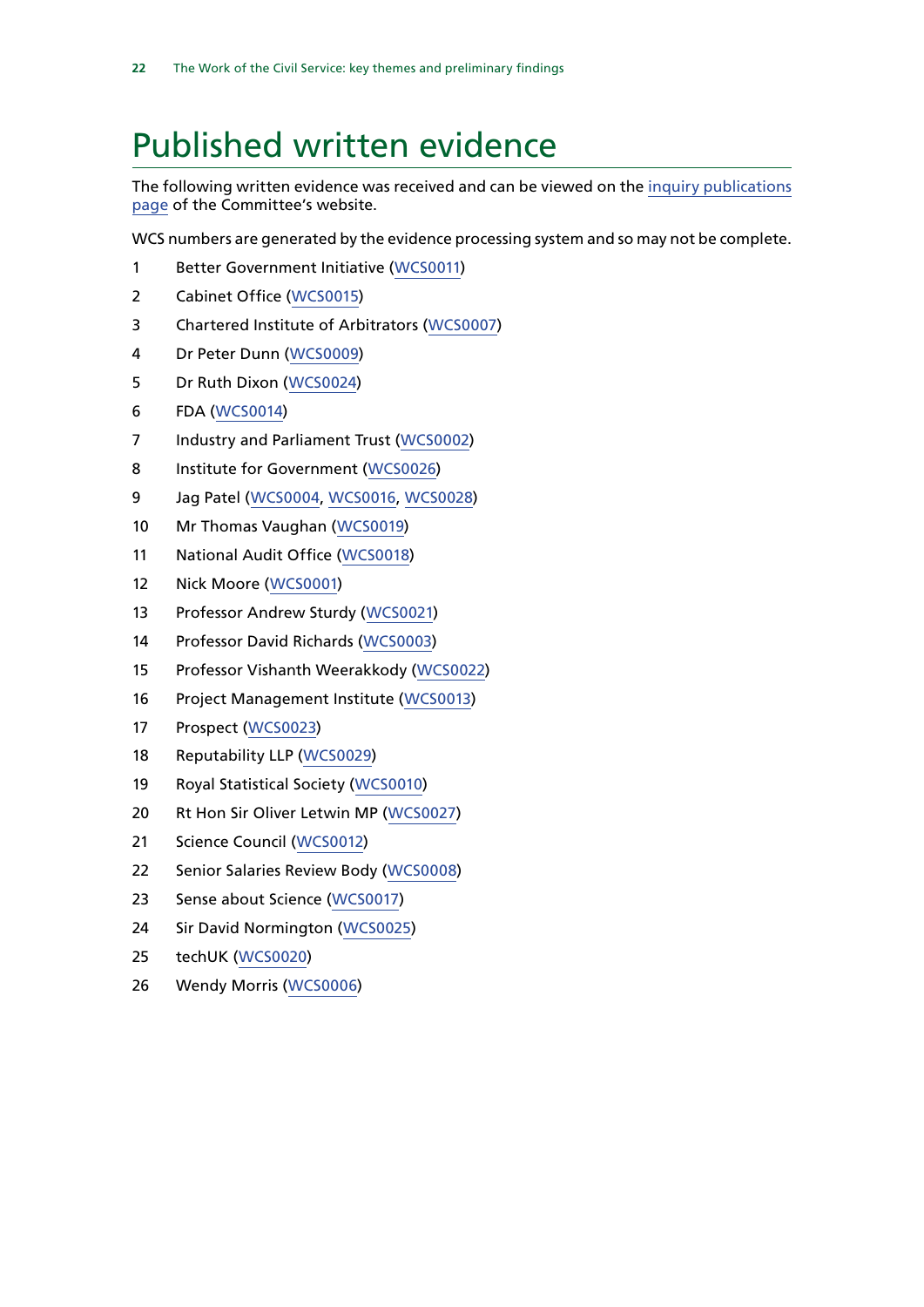# Published written evidence

The following written evidence was received and can be viewed on the inquiry publications page of the Committee's website.

WCS numbers are generated by the evidence processing system and so may not be complete.

1. Better Government Initiative (WCS0011)
2. Cabinet Office (WCS0015)
3. Chartered Institute of Arbitrators (WCS0007)
4. Dr Peter Dunn (WCS0009)
5. Dr Ruth Dixon (WCS0024)
6. FDA (WCS0014)
7. Industry and Parliament Trust (WCS0002)
8. Institute for Government (WCS0026)
9. Jag Patel (WCS0004, WCS0016, WCS0028)
10. Mr Thomas Vaughan (WCS0019)
11. National Audit Office (WCS0018)
12. Nick Moore (WCS0001)
13. Professor Andrew Sturdy (WCS0021)
14. Professor David Richards (WCS0003)
15. Professor Vishanth Weerakkody (WCS0022)
16. Project Management Institute (WCS0013)
17. Prospect (WCS0023)
18. Reputability LLP (WCS0029)
19. Royal Statistical Society (WCS0010)
20. Rt Hon Sir Oliver Letwin MP (WCS0027)
21. Science Council (WCS0012)
22. Senior Salaries Review Body (WCS0008)
23. Sense about Science (WCS0017)
24. Sir David Normington (WCS0025)
25. techUK (WCS0020)
26. Wendy Morris (WCS0006)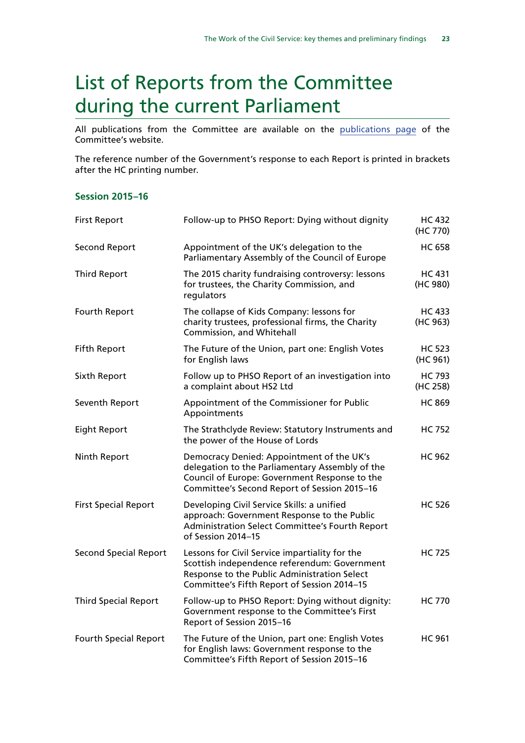# List of Reports from the Committee during the current Parliament

All publications from the Committee are available on the publications page of the Committee's website.

The reference number of the Government's response to each Report is printed in brackets after the HC printing number.

### Session 2015–16

| | | |
|---|---|---|
| First Report | Follow-up to PHSO Report: Dying without dignity | HC 432 (HC 770) |
| Second Report | Appointment of the UK's delegation to the Parliamentary Assembly of the Council of Europe | HC 658 |
| Third Report | The 2015 charity fundraising controversy: lessons for trustees, the Charity Commission, and regulators | HC 431 (HC 980) |
| Fourth Report | The collapse of Kids Company: lessons for charity trustees, professional firms, the Charity Commission, and Whitehall | HC 433 (HC 963) |
| Fifth Report | The Future of the Union, part one: English Votes for English laws | HC 523 (HC 961) |
| Sixth Report | Follow up to PHSO Report of an investigation into a complaint about HS2 Ltd | HC 793 (HC 258) |
| Seventh Report | Appointment of the Commissioner for Public Appointments | HC 869 |
| Eight Report | The Strathclyde Review: Statutory Instruments and the power of the House of Lords | HC 752 |
| Ninth Report | Democracy Denied: Appointment of the UK's delegation to the Parliamentary Assembly of the Council of Europe: Government Response to the Committee's Second Report of Session 2015–16 | HC 962 |
| First Special Report | Developing Civil Service Skills: a unified approach: Government Response to the Public Administration Select Committee's Fourth Report of Session 2014–15 | HC 526 |
| Second Special Report | Lessons for Civil Service impartiality for the Scottish independence referendum: Government Response to the Public Administration Select Committee's Fifth Report of Session 2014–15 | HC 725 |
| Third Special Report | Follow-up to PHSO Report: Dying without dignity: Government response to the Committee's First Report of Session 2015–16 | HC 770 |
| Fourth Special Report | The Future of the Union, part one: English Votes for English laws: Government response to the Committee's Fifth Report of Session 2015–16 | HC 961 |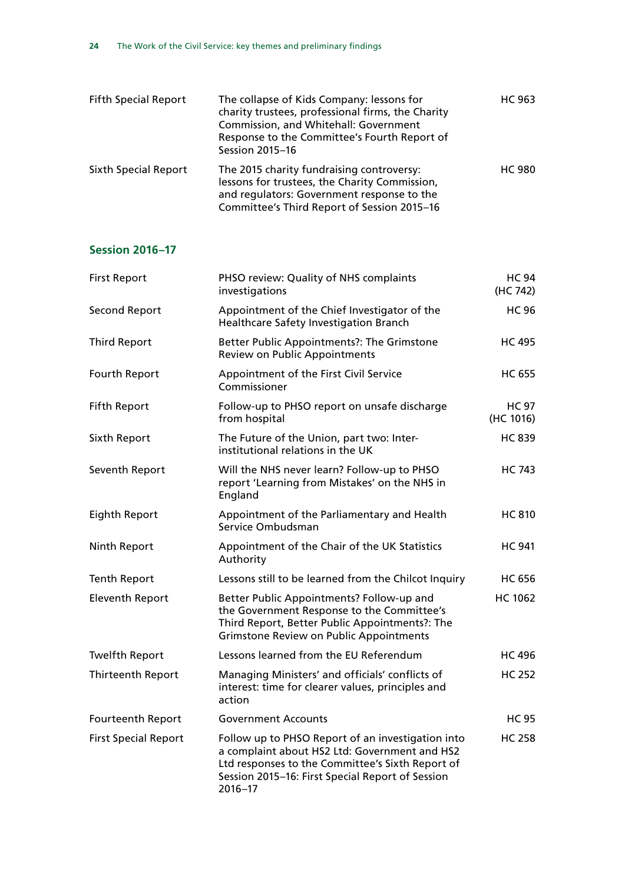| | | |
|---|---|---|
| Fifth Special Report | The collapse of Kids Company: lessons for charity trustees, professional firms, the Charity Commission, and Whitehall: Government Response to the Committee's Fourth Report of Session 2015–16 | HC 963 |
| Sixth Special Report | The 2015 charity fundraising controversy: lessons for trustees, the Charity Commission, and regulators: Government response to the Committee's Third Report of Session 2015–16 | HC 980 |

### Session 2016–17

| | | |
|---|---|---|
| First Report | PHSO review: Quality of NHS complaints investigations | HC 94 (HC 742) |
| Second Report | Appointment of the Chief Investigator of the Healthcare Safety Investigation Branch | HC 96 |
| Third Report | Better Public Appointments?: The Grimstone Review on Public Appointments | HC 495 |
| Fourth Report | Appointment of the First Civil Service Commissioner | HC 655 |
| Fifth Report | Follow-up to PHSO report on unsafe discharge from hospital | HC 97 (HC 1016) |
| Sixth Report | The Future of the Union, part two: Inter-institutional relations in the UK | HC 839 |
| Seventh Report | Will the NHS never learn? Follow-up to PHSO report 'Learning from Mistakes' on the NHS in England | HC 743 |
| Eighth Report | Appointment of the Parliamentary and Health Service Ombudsman | HC 810 |
| Ninth Report | Appointment of the Chair of the UK Statistics Authority | HC 941 |
| Tenth Report | Lessons still to be learned from the Chilcot Inquiry | HC 656 |
| Eleventh Report | Better Public Appointments? Follow-up and the Government Response to the Committee's Third Report, Better Public Appointments?: The Grimstone Review on Public Appointments | HC 1062 |
| Twelfth Report | Lessons learned from the EU Referendum | HC 496 |
| Thirteenth Report | Managing Ministers' and officials' conflicts of interest: time for clearer values, principles and action | HC 252 |
| Fourteenth Report | Government Accounts | HC 95 |
| First Special Report | Follow up to PHSO Report of an investigation into a complaint about HS2 Ltd: Government and HS2 Ltd responses to the Committee's Sixth Report of Session 2015–16: First Special Report of Session 2016–17 | HC 258 |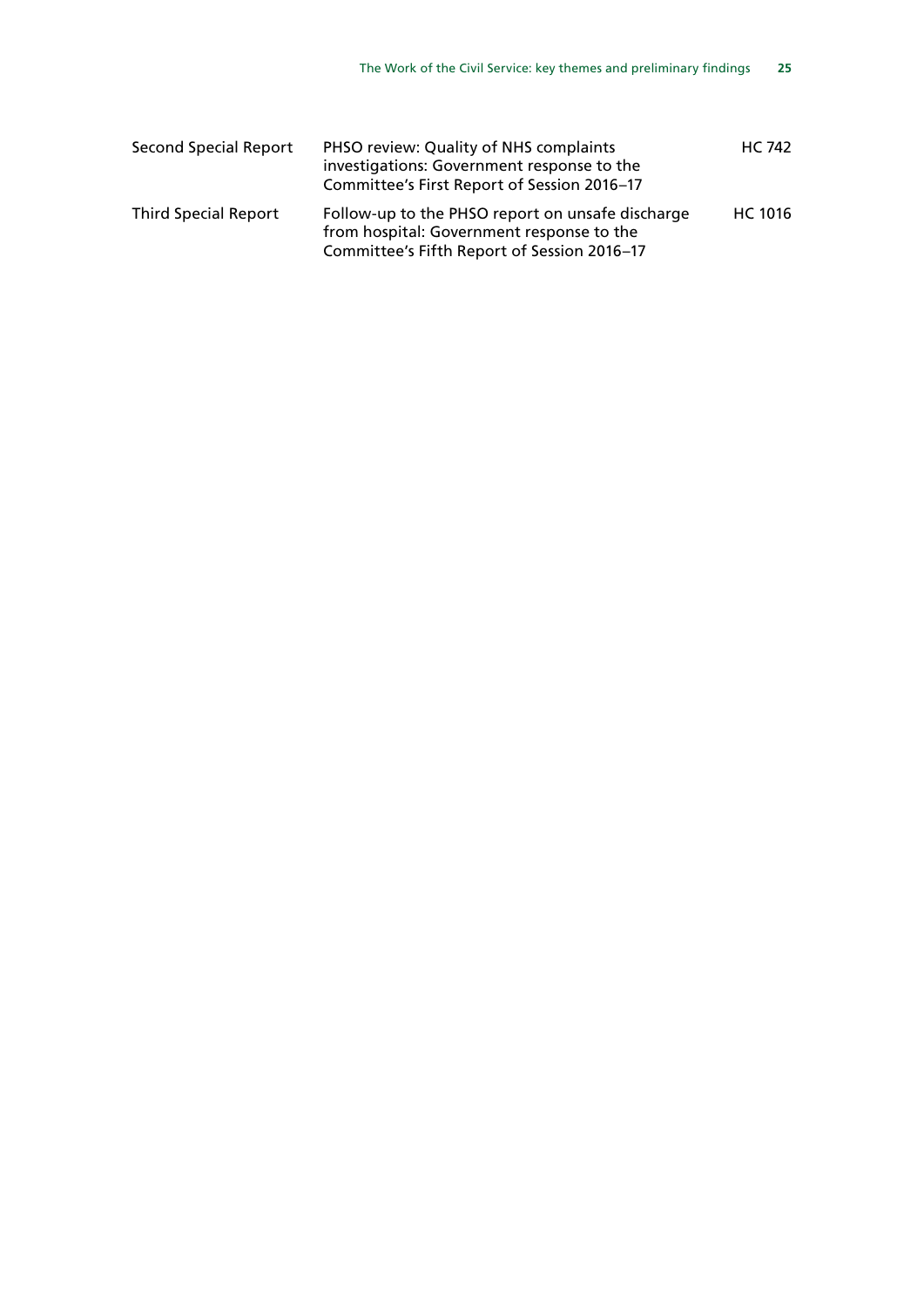| | | |
|---|---|---|
| Second Special Report | PHSO review: Quality of NHS complaints investigations: Government response to the Committee's First Report of Session 2016–17 | HC 742 |
| Third Special Report | Follow-up to the PHSO report on unsafe discharge from hospital: Government response to the Committee's Fifth Report of Session 2016–17 | HC 1016 |